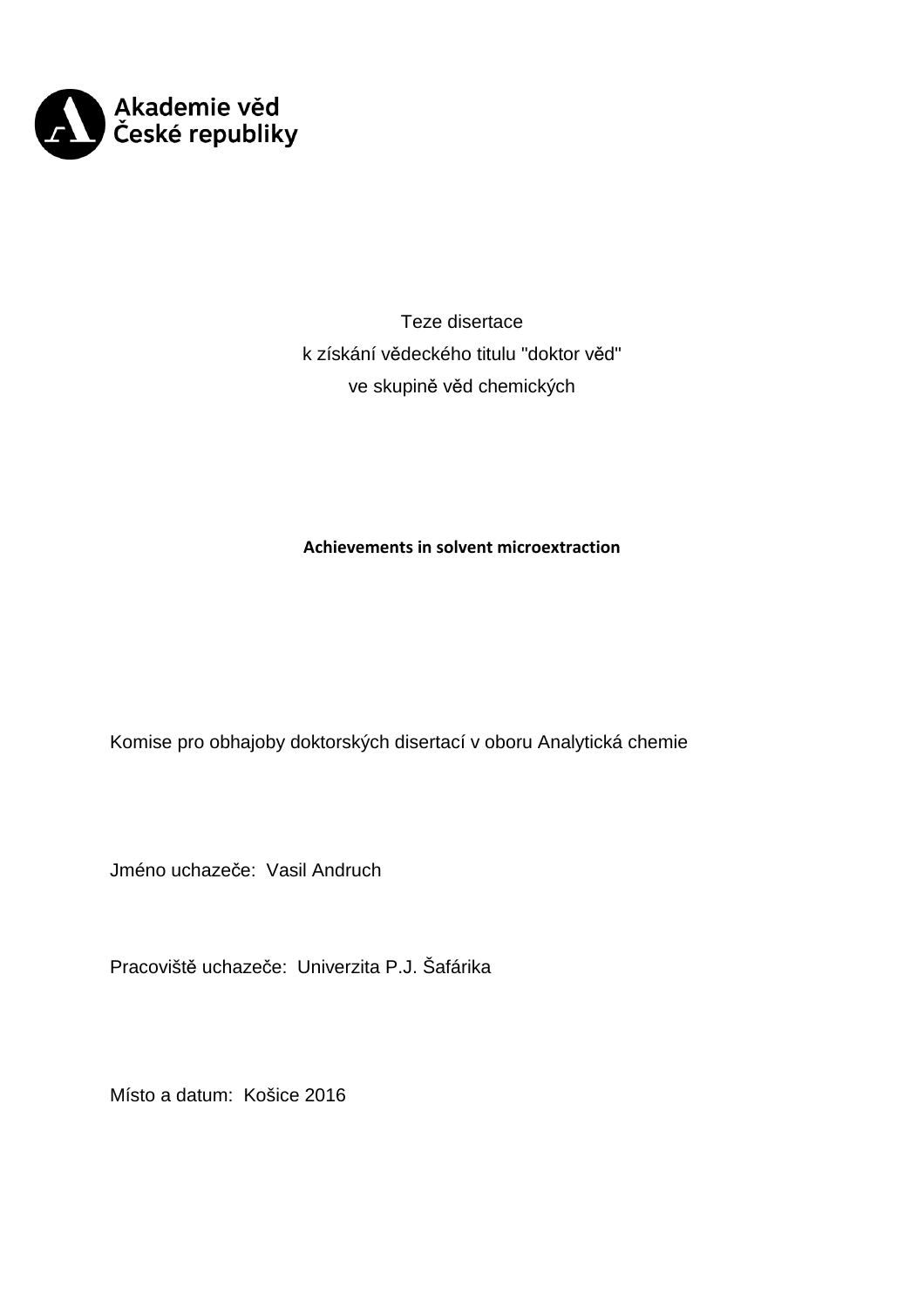Akademie věd
České republiky

Teze disertace
k získání vědeckého titulu "doktor věd"
ve skupině věd chemických

**Achievements in solvent microextraction**

Komise pro obhajoby doktorských disertací v oboru Analytická chemie

Jméno uchazeče: Vasil Andruch

Pracoviště uchazeče: Univerzita P.J. Šafárika

Místo a datum: Košice 2016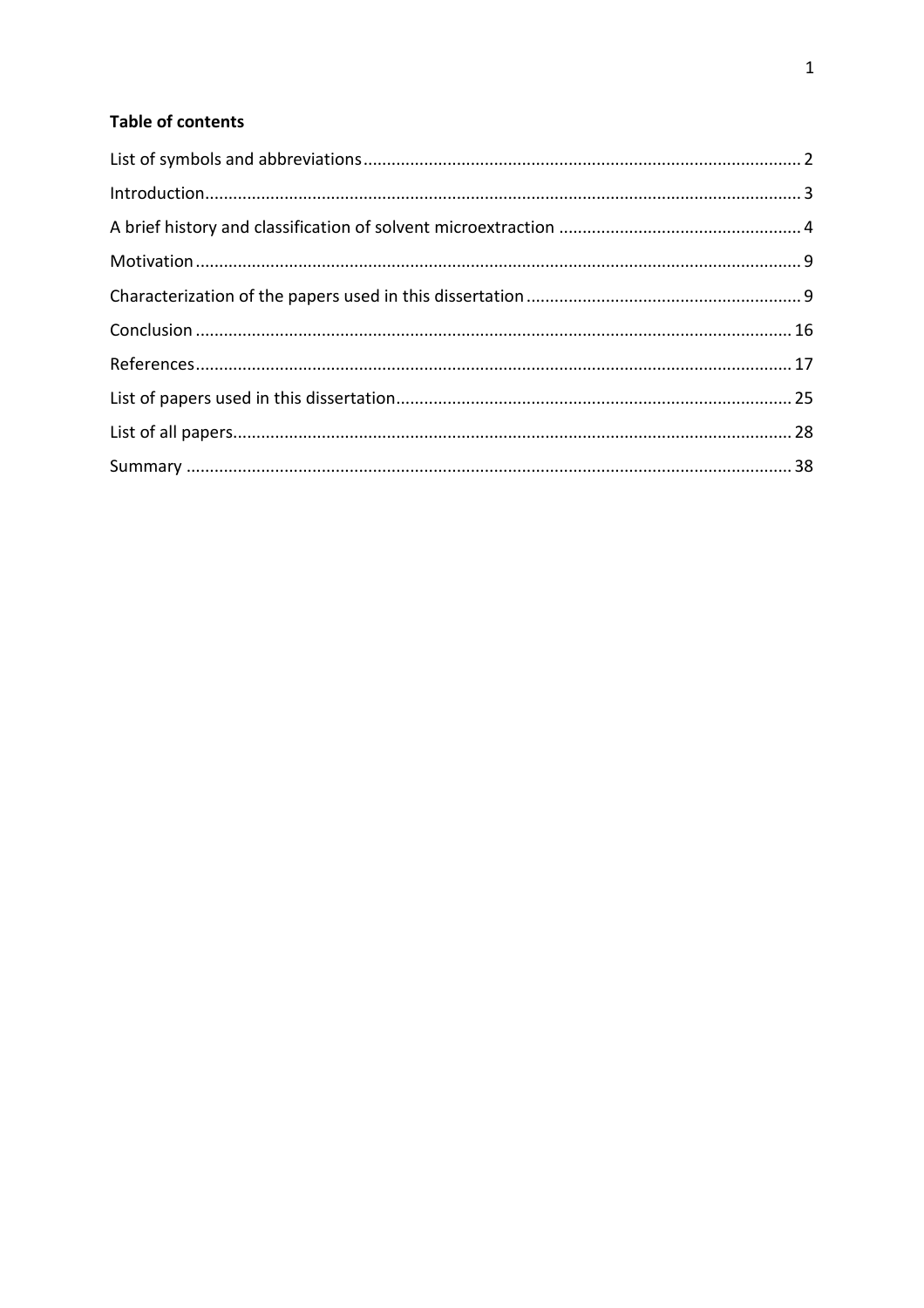**Table of contents**

List of symbols and abbreviations ........................................................................................ 2

Introduction .......................................................................................................................... 3

A brief history and classification of solvent microextraction ................................................ 4

Motivation ............................................................................................................................ 9

Characterization of the papers used in this dissertation ....................................................... 9

Conclusion .......................................................................................................................... 16

References .......................................................................................................................... 17

List of papers used in this dissertation ................................................................................ 25

List of all papers .................................................................................................................. 28

Summary ............................................................................................................................ 38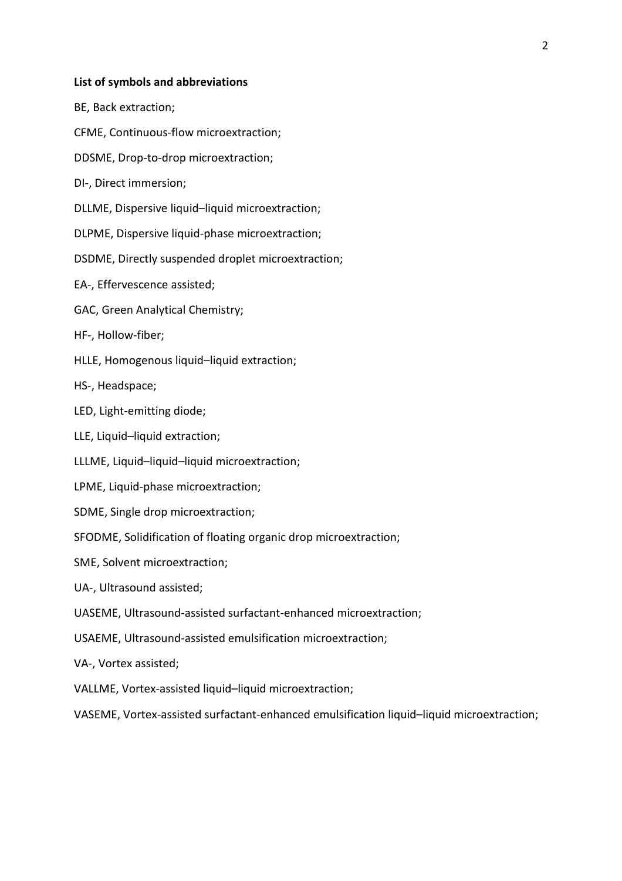**List of symbols and abbreviations**

BE, Back extraction;

CFME, Continuous-flow microextraction;

DDSME, Drop-to-drop microextraction;

DI-, Direct immersion;

DLLME, Dispersive liquid–liquid microextraction;

DLPME, Dispersive liquid-phase microextraction;

DSDME, Directly suspended droplet microextraction;

EA-, Effervescence assisted;

GAC, Green Analytical Chemistry;

HF-, Hollow-fiber;

HLLE, Homogenous liquid–liquid extraction;

HS-, Headspace;

LED, Light-emitting diode;

LLE, Liquid–liquid extraction;

LLLME, Liquid–liquid–liquid microextraction;

LPME, Liquid-phase microextraction;

SDME, Single drop microextraction;

SFODME, Solidification of floating organic drop microextraction;

SME, Solvent microextraction;

UA-, Ultrasound assisted;

UASEME, Ultrasound-assisted surfactant-enhanced microextraction;

USAEME, Ultrasound-assisted emulsification microextraction;

VA-, Vortex assisted;

VALLME, Vortex-assisted liquid–liquid microextraction;

VASEME, Vortex-assisted surfactant-enhanced emulsification liquid–liquid microextraction;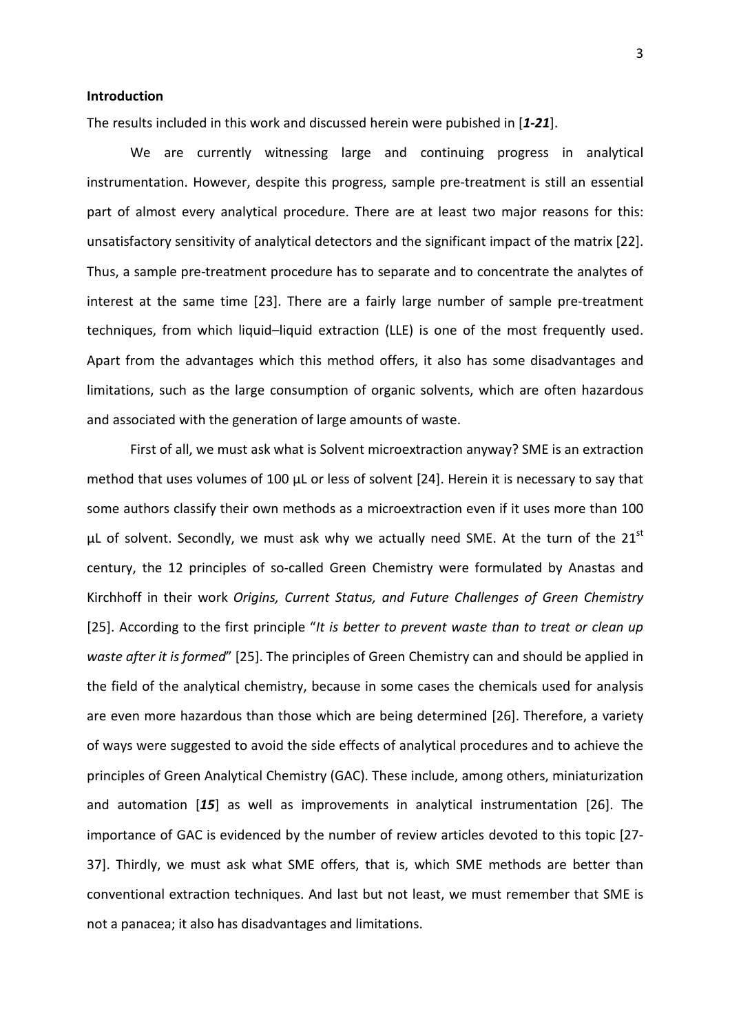**Introduction**

The results included in this work and discussed herein were pubished in [***1-21***].

We are currently witnessing large and continuing progress in analytical instrumentation. However, despite this progress, sample pre-treatment is still an essential part of almost every analytical procedure. There are at least two major reasons for this: unsatisfactory sensitivity of analytical detectors and the significant impact of the matrix [22]. Thus, a sample pre-treatment procedure has to separate and to concentrate the analytes of interest at the same time [23]. There are a fairly large number of sample pre-treatment techniques, from which liquid–liquid extraction (LLE) is one of the most frequently used. Apart from the advantages which this method offers, it also has some disadvantages and limitations, such as the large consumption of organic solvents, which are often hazardous and associated with the generation of large amounts of waste.

First of all, we must ask what is Solvent microextraction anyway? SME is an extraction method that uses volumes of 100 µL or less of solvent [24]. Herein it is necessary to say that some authors classify their own methods as a microextraction even if it uses more than 100 µL of solvent. Secondly, we must ask why we actually need SME. At the turn of the 21st century, the 12 principles of so-called Green Chemistry were formulated by Anastas and Kirchhoff in their work *Origins, Current Status, and Future Challenges of Green Chemistry* [25]. According to the first principle "*It is better to prevent waste than to treat or clean up waste after it is formed*" [25]. The principles of Green Chemistry can and should be applied in the field of the analytical chemistry, because in some cases the chemicals used for analysis are even more hazardous than those which are being determined [26]. Therefore, a variety of ways were suggested to avoid the side effects of analytical procedures and to achieve the principles of Green Analytical Chemistry (GAC). These include, among others, miniaturization and automation [***15***] as well as improvements in analytical instrumentation [26]. The importance of GAC is evidenced by the number of review articles devoted to this topic [27-37]. Thirdly, we must ask what SME offers, that is, which SME methods are better than conventional extraction techniques. And last but not least, we must remember that SME is not a panacea; it also has disadvantages and limitations.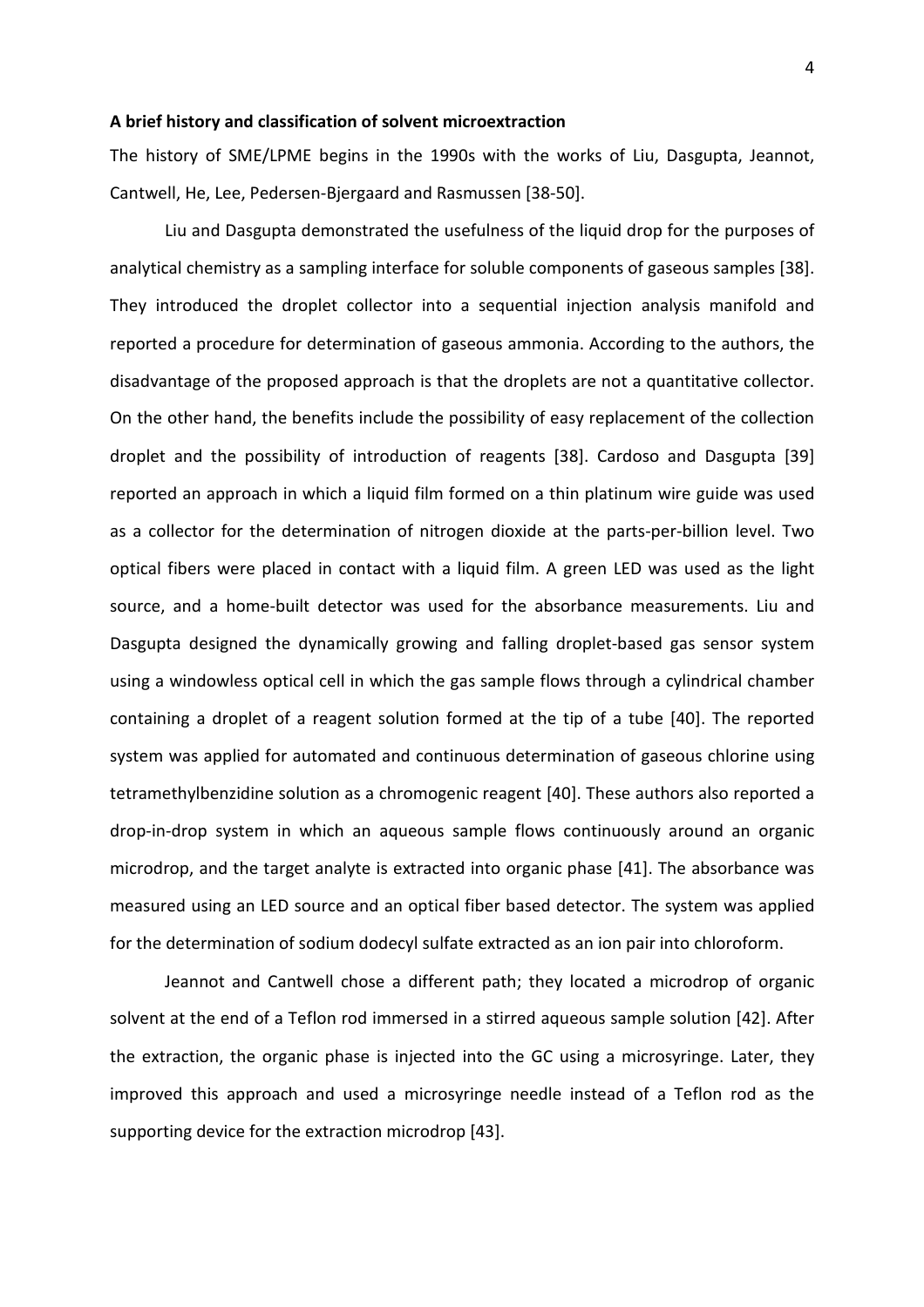**A brief history and classification of solvent microextraction**

The history of SME/LPME begins in the 1990s with the works of Liu, Dasgupta, Jeannot, Cantwell, He, Lee, Pedersen-Bjergaard and Rasmussen [38-50].

Liu and Dasgupta demonstrated the usefulness of the liquid drop for the purposes of analytical chemistry as a sampling interface for soluble components of gaseous samples [38]. They introduced the droplet collector into a sequential injection analysis manifold and reported a procedure for determination of gaseous ammonia. According to the authors, the disadvantage of the proposed approach is that the droplets are not a quantitative collector. On the other hand, the benefits include the possibility of easy replacement of the collection droplet and the possibility of introduction of reagents [38]. Cardoso and Dasgupta [39] reported an approach in which a liquid film formed on a thin platinum wire guide was used as a collector for the determination of nitrogen dioxide at the parts-per-billion level. Two optical fibers were placed in contact with a liquid film. A green LED was used as the light source, and a home-built detector was used for the absorbance measurements. Liu and Dasgupta designed the dynamically growing and falling droplet-based gas sensor system using a windowless optical cell in which the gas sample flows through a cylindrical chamber containing a droplet of a reagent solution formed at the tip of a tube [40]. The reported system was applied for automated and continuous determination of gaseous chlorine using tetramethylbenzidine solution as a chromogenic reagent [40]. These authors also reported a drop-in-drop system in which an aqueous sample flows continuously around an organic microdrop, and the target analyte is extracted into organic phase [41]. The absorbance was measured using an LED source and an optical fiber based detector. The system was applied for the determination of sodium dodecyl sulfate extracted as an ion pair into chloroform.

Jeannot and Cantwell chose a different path; they located a microdrop of organic solvent at the end of a Teflon rod immersed in a stirred aqueous sample solution [42]. After the extraction, the organic phase is injected into the GC using a microsyringe. Later, they improved this approach and used a microsyringe needle instead of a Teflon rod as the supporting device for the extraction microdrop [43].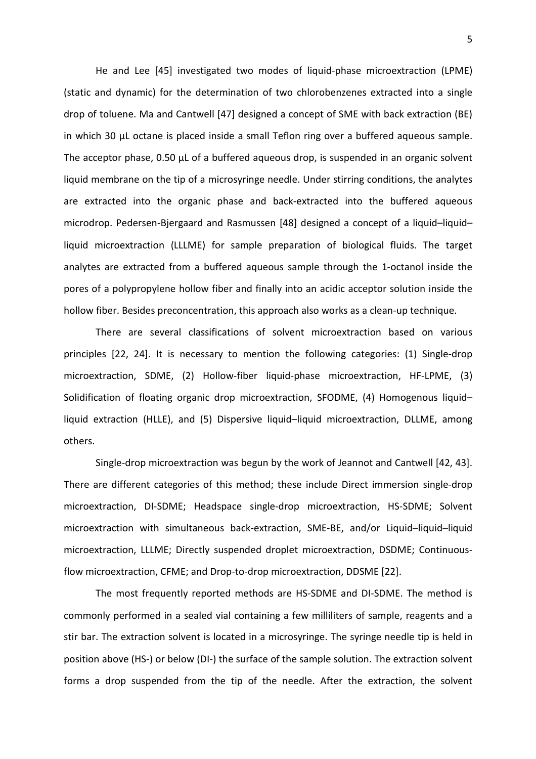He and Lee [45] investigated two modes of liquid-phase microextraction (LPME) (static and dynamic) for the determination of two chlorobenzenes extracted into a single drop of toluene. Ma and Cantwell [47] designed a concept of SME with back extraction (BE) in which 30 µL octane is placed inside a small Teflon ring over a buffered aqueous sample. The acceptor phase, 0.50 µL of a buffered aqueous drop, is suspended in an organic solvent liquid membrane on the tip of a microsyringe needle. Under stirring conditions, the analytes are extracted into the organic phase and back-extracted into the buffered aqueous microdrop. Pedersen-Bjergaard and Rasmussen [48] designed a concept of a liquid–liquid–liquid microextraction (LLLME) for sample preparation of biological fluids. The target analytes are extracted from a buffered aqueous sample through the 1-octanol inside the pores of a polypropylene hollow fiber and finally into an acidic acceptor solution inside the hollow fiber. Besides preconcentration, this approach also works as a clean-up technique.

There are several classifications of solvent microextraction based on various principles [22, 24]. It is necessary to mention the following categories: (1) Single-drop microextraction, SDME, (2) Hollow-fiber liquid-phase microextraction, HF-LPME, (3) Solidification of floating organic drop microextraction, SFODME, (4) Homogenous liquid–liquid extraction (HLLE), and (5) Dispersive liquid–liquid microextraction, DLLME, among others.

Single-drop microextraction was begun by the work of Jeannot and Cantwell [42, 43]. There are different categories of this method; these include Direct immersion single-drop microextraction, DI-SDME; Headspace single-drop microextraction, HS-SDME; Solvent microextraction with simultaneous back-extraction, SME-BE, and/or Liquid–liquid–liquid microextraction, LLLME; Directly suspended droplet microextraction, DSDME; Continuous-flow microextraction, CFME; and Drop-to-drop microextraction, DDSME [22].

The most frequently reported methods are HS-SDME and DI-SDME. The method is commonly performed in a sealed vial containing a few milliliters of sample, reagents and a stir bar. The extraction solvent is located in a microsyringe. The syringe needle tip is held in position above (HS-) or below (DI-) the surface of the sample solution. The extraction solvent forms a drop suspended from the tip of the needle. After the extraction, the solvent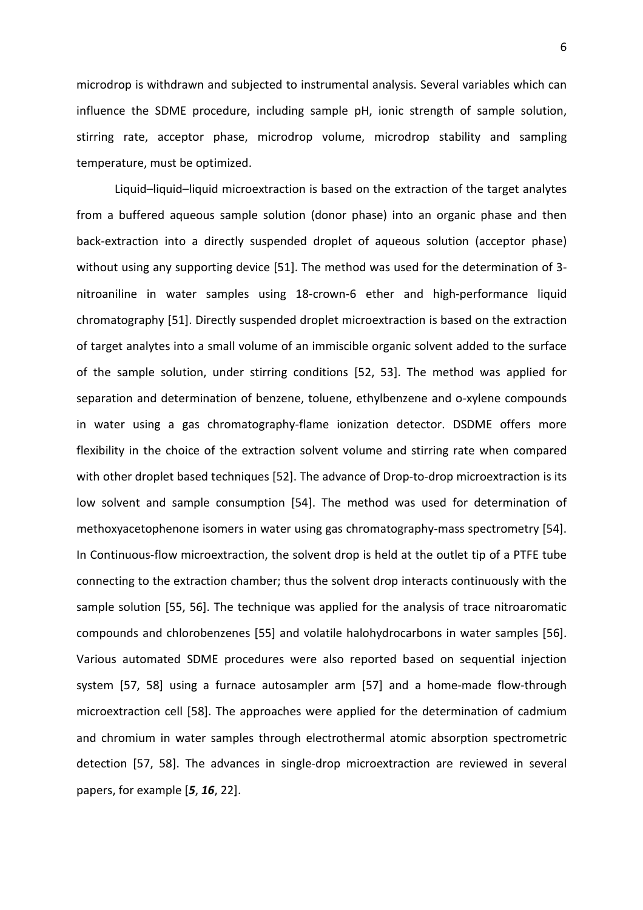microdrop is withdrawn and subjected to instrumental analysis. Several variables which can influence the SDME procedure, including sample pH, ionic strength of sample solution, stirring rate, acceptor phase, microdrop volume, microdrop stability and sampling temperature, must be optimized.

Liquid–liquid–liquid microextraction is based on the extraction of the target analytes from a buffered aqueous sample solution (donor phase) into an organic phase and then back-extraction into a directly suspended droplet of aqueous solution (acceptor phase) without using any supporting device [51]. The method was used for the determination of 3-nitroaniline in water samples using 18-crown-6 ether and high-performance liquid chromatography [51]. Directly suspended droplet microextraction is based on the extraction of target analytes into a small volume of an immiscible organic solvent added to the surface of the sample solution, under stirring conditions [52, 53]. The method was applied for separation and determination of benzene, toluene, ethylbenzene and o-xylene compounds in water using a gas chromatography-flame ionization detector. DSDME offers more flexibility in the choice of the extraction solvent volume and stirring rate when compared with other droplet based techniques [52]. The advance of Drop-to-drop microextraction is its low solvent and sample consumption [54]. The method was used for determination of methoxyacetophenone isomers in water using gas chromatography-mass spectrometry [54]. In Continuous-flow microextraction, the solvent drop is held at the outlet tip of a PTFE tube connecting to the extraction chamber; thus the solvent drop interacts continuously with the sample solution [55, 56]. The technique was applied for the analysis of trace nitroaromatic compounds and chlorobenzenes [55] and volatile halohydrocarbons in water samples [56]. Various automated SDME procedures were also reported based on sequential injection system [57, 58] using a furnace autosampler arm [57] and a home-made flow-through microextraction cell [58]. The approaches were applied for the determination of cadmium and chromium in water samples through electrothermal atomic absorption spectrometric detection [57, 58]. The advances in single-drop microextraction are reviewed in several papers, for example [***5***, ***16***, 22].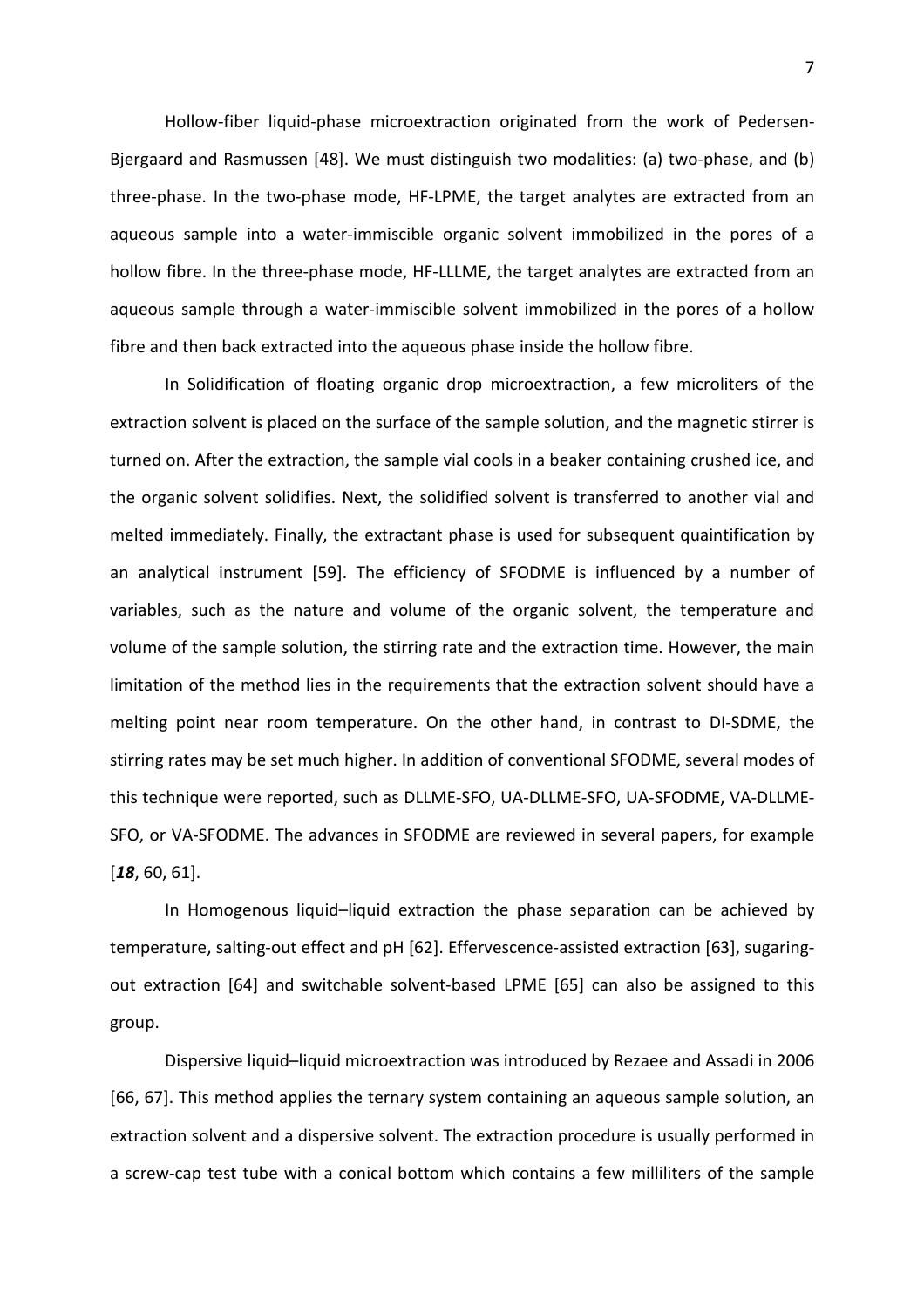Hollow-fiber liquid-phase microextraction originated from the work of Pedersen-Bjergaard and Rasmussen [48]. We must distinguish two modalities: (a) two-phase, and (b) three-phase. In the two-phase mode, HF-LPME, the target analytes are extracted from an aqueous sample into a water-immiscible organic solvent immobilized in the pores of a hollow fibre. In the three-phase mode, HF-LLLME, the target analytes are extracted from an aqueous sample through a water-immiscible solvent immobilized in the pores of a hollow fibre and then back extracted into the aqueous phase inside the hollow fibre.

In Solidification of floating organic drop microextraction, a few microliters of the extraction solvent is placed on the surface of the sample solution, and the magnetic stirrer is turned on. After the extraction, the sample vial cools in a beaker containing crushed ice, and the organic solvent solidifies. Next, the solidified solvent is transferred to another vial and melted immediately. Finally, the extractant phase is used for subsequent quaintification by an analytical instrument [59]. The efficiency of SFODME is influenced by a number of variables, such as the nature and volume of the organic solvent, the temperature and volume of the sample solution, the stirring rate and the extraction time. However, the main limitation of the method lies in the requirements that the extraction solvent should have a melting point near room temperature. On the other hand, in contrast to DI-SDME, the stirring rates may be set much higher. In addition of conventional SFODME, several modes of this technique were reported, such as DLLME-SFO, UA-DLLME-SFO, UA-SFODME, VA-DLLME-SFO, or VA-SFODME. The advances in SFODME are reviewed in several papers, for example [***18***, 60, 61].

In Homogenous liquid–liquid extraction the phase separation can be achieved by temperature, salting-out effect and pH [62]. Effervescence-assisted extraction [63], sugaring-out extraction [64] and switchable solvent-based LPME [65] can also be assigned to this group.

Dispersive liquid–liquid microextraction was introduced by Rezaee and Assadi in 2006 [66, 67]. This method applies the ternary system containing an aqueous sample solution, an extraction solvent and a dispersive solvent. The extraction procedure is usually performed in a screw-cap test tube with a conical bottom which contains a few milliliters of the sample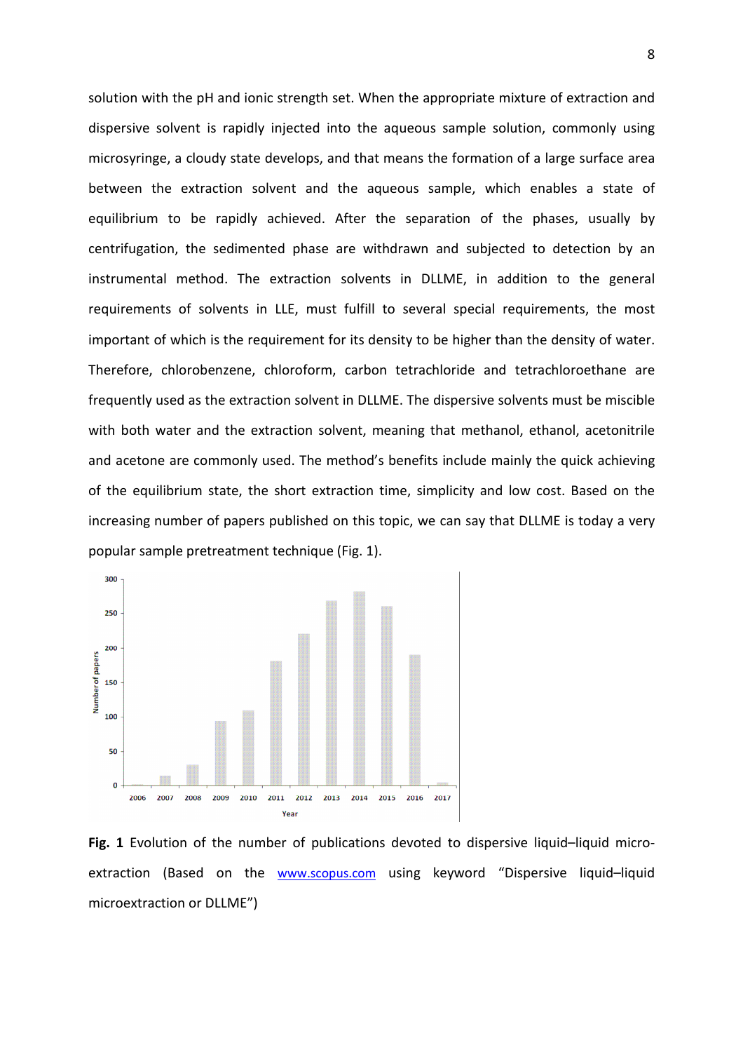solution with the pH and ionic strength set. When the appropriate mixture of extraction and dispersive solvent is rapidly injected into the aqueous sample solution, commonly using microsyringe, a cloudy state develops, and that means the formation of a large surface area between the extraction solvent and the aqueous sample, which enables a state of equilibrium to be rapidly achieved. After the separation of the phases, usually by centrifugation, the sedimented phase are withdrawn and subjected to detection by an instrumental method. The extraction solvents in DLLME, in addition to the general requirements of solvents in LLE, must fulfill to several special requirements, the most important of which is the requirement for its density to be higher than the density of water. Therefore, chlorobenzene, chloroform, carbon tetrachloride and tetrachloroethane are frequently used as the extraction solvent in DLLME. The dispersive solvents must be miscible with both water and the extraction solvent, meaning that methanol, ethanol, acetonitrile and acetone are commonly used. The method's benefits include mainly the quick achieving of the equilibrium state, the short extraction time, simplicity and low cost. Based on the increasing number of papers published on this topic, we can say that DLLME is today a very popular sample pretreatment technique (Fig. 1).

**Fig. 1** Evolution of the number of publications devoted to dispersive liquid–liquid micro-extraction (Based on the www.scopus.com using keyword "Dispersive liquid–liquid microextraction or DLLME")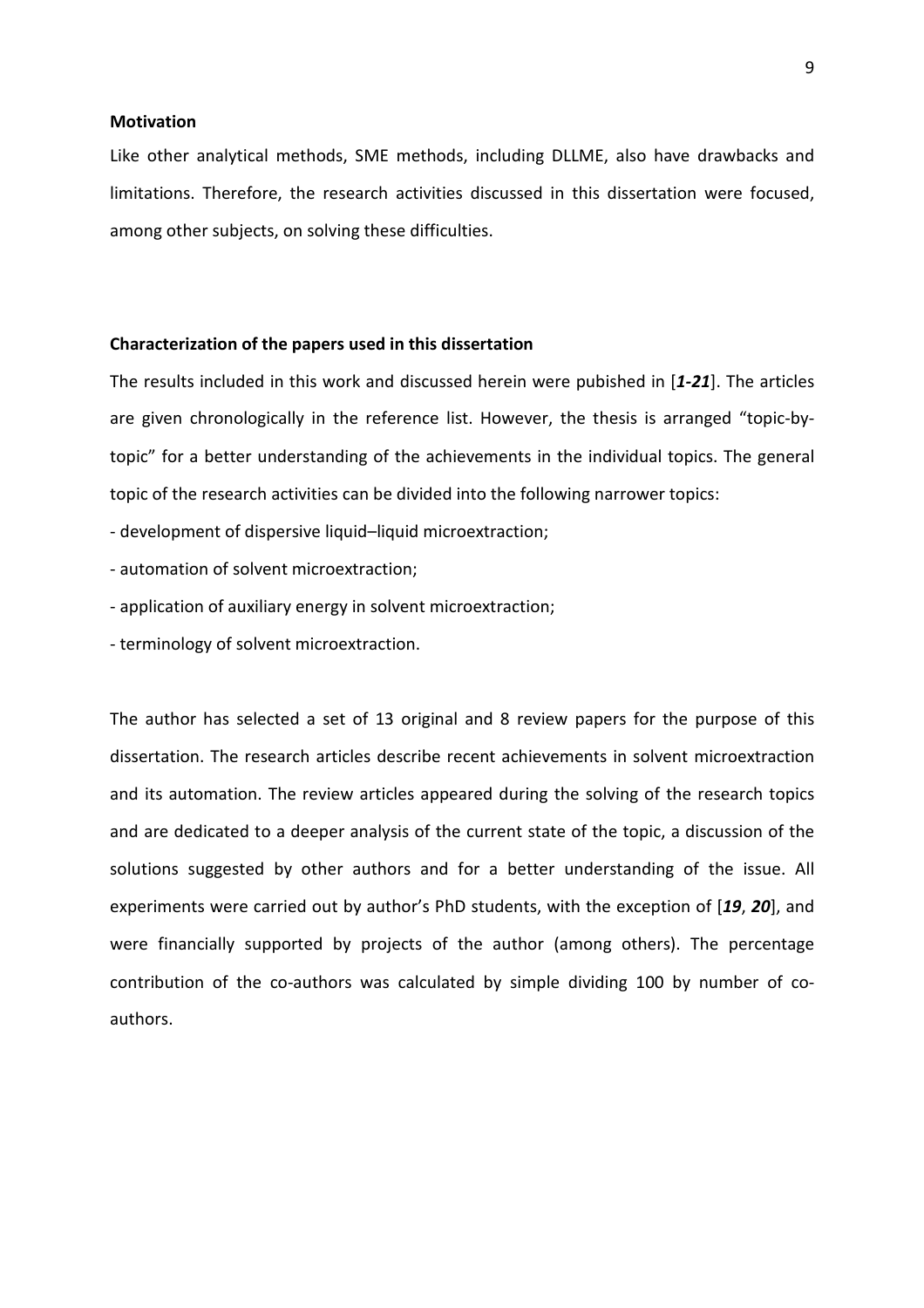**Motivation**

Like other analytical methods, SME methods, including DLLME, also have drawbacks and limitations. Therefore, the research activities discussed in this dissertation were focused, among other subjects, on solving these difficulties.

**Characterization of the papers used in this dissertation**

The results included in this work and discussed herein were pubished in [***1-21***]. The articles are given chronologically in the reference list. However, the thesis is arranged "topic-by-topic" for a better understanding of the achievements in the individual topics. The general topic of the research activities can be divided into the following narrower topics:

- development of dispersive liquid–liquid microextraction;
- automation of solvent microextraction;
- application of auxiliary energy in solvent microextraction;
- terminology of solvent microextraction.

The author has selected a set of 13 original and 8 review papers for the purpose of this dissertation. The research articles describe recent achievements in solvent microextraction and its automation. The review articles appeared during the solving of the research topics and are dedicated to a deeper analysis of the current state of the topic, a discussion of the solutions suggested by other authors and for a better understanding of the issue. All experiments were carried out by author's PhD students, with the exception of [***19***, ***20***], and were financially supported by projects of the author (among others). The percentage contribution of the co-authors was calculated by simple dividing 100 by number of co-authors.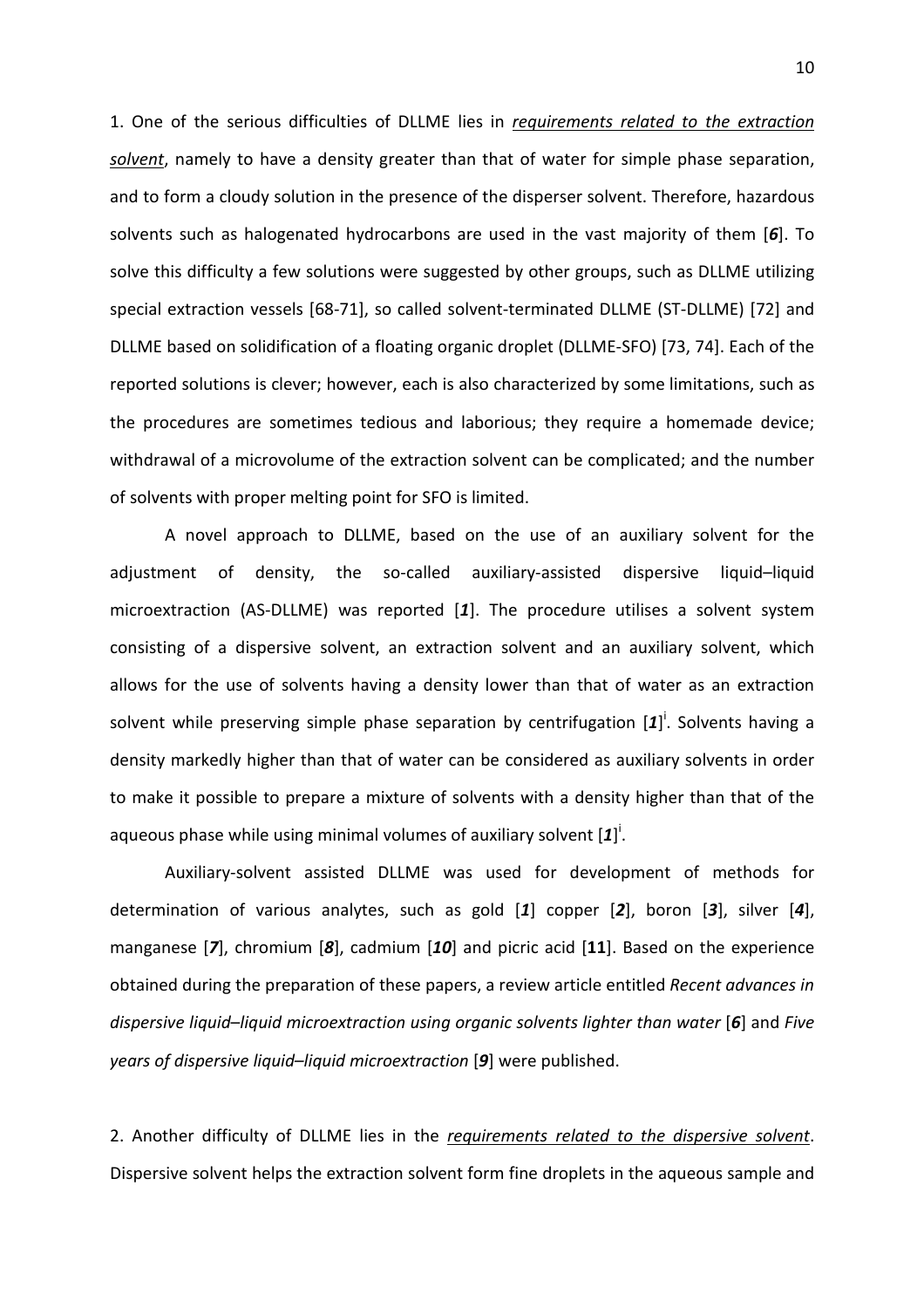1. One of the serious difficulties of DLLME lies in <u>*requirements related to the extraction solvent*</u>, namely to have a density greater than that of water for simple phase separation, and to form a cloudy solution in the presence of the disperser solvent. Therefore, hazardous solvents such as halogenated hydrocarbons are used in the vast majority of them [***6***]. To solve this difficulty a few solutions were suggested by other groups, such as DLLME utilizing special extraction vessels [68-71], so called solvent-terminated DLLME (ST-DLLME) [72] and DLLME based on solidification of a floating organic droplet (DLLME-SFO) [73, 74]. Each of the reported solutions is clever; however, each is also characterized by some limitations, such as the procedures are sometimes tedious and laborious; they require a homemade device; withdrawal of a microvolume of the extraction solvent can be complicated; and the number of solvents with proper melting point for SFO is limited.

A novel approach to DLLME, based on the use of an auxiliary solvent for the adjustment of density, the so-called auxiliary-assisted dispersive liquid–liquid microextraction (AS-DLLME) was reported [***1***]. The procedure utilises a solvent system consisting of a dispersive solvent, an extraction solvent and an auxiliary solvent, which allows for the use of solvents having a density lower than that of water as an extraction solvent while preserving simple phase separation by centrifugation [***1***][i]. Solvents having a density markedly higher than that of water can be considered as auxiliary solvents in order to make it possible to prepare a mixture of solvents with a density higher than that of the aqueous phase while using minimal volumes of auxiliary solvent [***1***][i].

Auxiliary-solvent assisted DLLME was used for development of methods for determination of various analytes, such as gold [***1***] copper [***2***], boron [***3***], silver [***4***], manganese [***7***], chromium [***8***], cadmium [***10***] and picric acid [**11**]. Based on the experience obtained during the preparation of these papers, a review article entitled *Recent advances in dispersive liquid–liquid microextraction using organic solvents lighter than water* [***6***] and *Five years of dispersive liquid–liquid microextraction* [***9***] were published.

2. Another difficulty of DLLME lies in the <u>*requirements related to the dispersive solvent*</u>. Dispersive solvent helps the extraction solvent form fine droplets in the aqueous sample and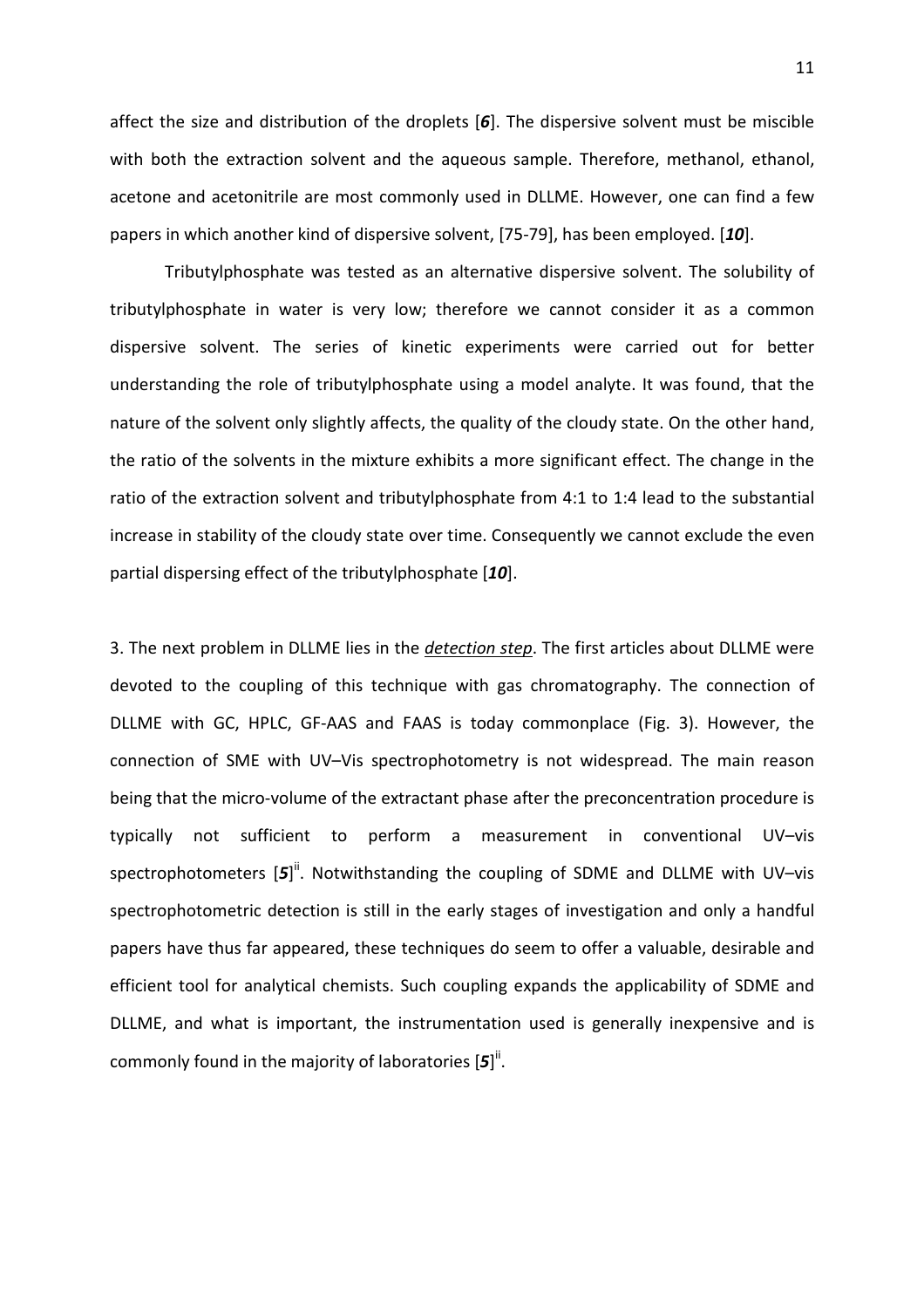affect the size and distribution of the droplets [*6*]. The dispersive solvent must be miscible with both the extraction solvent and the aqueous sample. Therefore, methanol, ethanol, acetone and acetonitrile are most commonly used in DLLME. However, one can find a few papers in which another kind of dispersive solvent, [75-79], has been employed. [***10***].

Tributylphosphate was tested as an alternative dispersive solvent. The solubility of tributylphosphate in water is very low; therefore we cannot consider it as a common dispersive solvent. The series of kinetic experiments were carried out for better understanding the role of tributylphosphate using a model analyte. It was found, that the nature of the solvent only slightly affects, the quality of the cloudy state. On the other hand, the ratio of the solvents in the mixture exhibits a more significant effect. The change in the ratio of the extraction solvent and tributylphosphate from 4:1 to 1:4 lead to the substantial increase in stability of the cloudy state over time. Consequently we cannot exclude the even partial dispersing effect of the tributylphosphate [***10***].

3. The next problem in DLLME lies in the ***detection step***. The first articles about DLLME were devoted to the coupling of this technique with gas chromatography. The connection of DLLME with GC, HPLC, GF-AAS and FAAS is today commonplace (Fig. 3). However, the connection of SME with UV–Vis spectrophotometry is not widespread. The main reason being that the micro-volume of the extractant phase after the preconcentration procedure is typically not sufficient to perform a measurement in conventional UV–vis spectrophotometers [***5***][ii]. Notwithstanding the coupling of SDME and DLLME with UV–vis spectrophotometric detection is still in the early stages of investigation and only a handful papers have thus far appeared, these techniques do seem to offer a valuable, desirable and efficient tool for analytical chemists. Such coupling expands the applicability of SDME and DLLME, and what is important, the instrumentation used is generally inexpensive and is commonly found in the majority of laboratories [***5***][ii].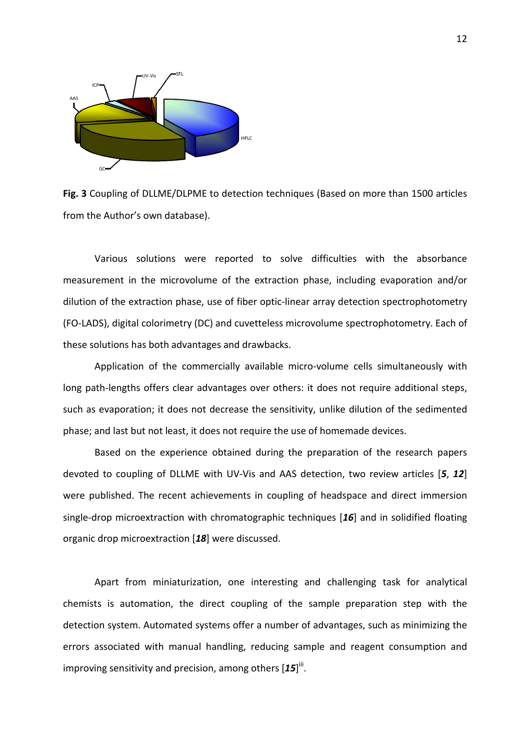**Fig. 3** Coupling of DLLME/DLPME to detection techniques (Based on more than 1500 articles from the Author's own database).

Various solutions were reported to solve difficulties with the absorbance measurement in the microvolume of the extraction phase, including evaporation and/or dilution of the extraction phase, use of fiber optic-linear array detection spectrophotometry (FO-LADS), digital colorimetry (DC) and cuvetteless microvolume spectrophotometry. Each of these solutions has both advantages and drawbacks.

Application of the commercially available micro-volume cells simultaneously with long path-lengths offers clear advantages over others: it does not require additional steps, such as evaporation; it does not decrease the sensitivity, unlike dilution of the sedimented phase; and last but not least, it does not require the use of homemade devices.

Based on the experience obtained during the preparation of the research papers devoted to coupling of DLLME with UV-Vis and AAS detection, two review articles [***5***, ***12***] were published. The recent achievements in coupling of headspace and direct immersion single-drop microextraction with chromatographic techniques [***16***] and in solidified floating organic drop microextraction [***18***] were discussed.

Apart from miniaturization, one interesting and challenging task for analytical chemists is automation, the direct coupling of the sample preparation step with the detection system. Automated systems offer a number of advantages, such as minimizing the errors associated with manual handling, reducing sample and reagent consumption and improving sensitivity and precision, among others [***15***][iii].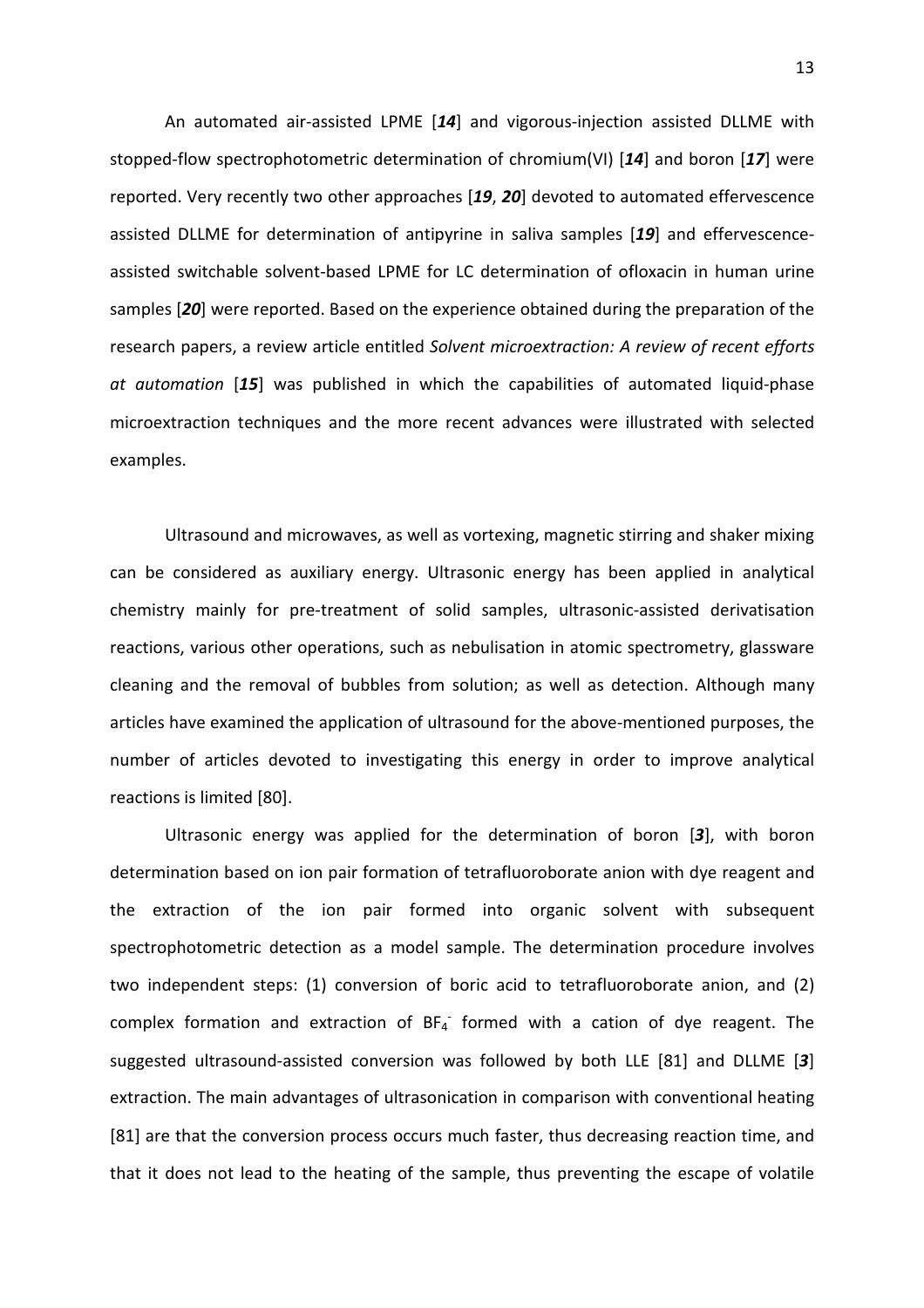An automated air-assisted LPME [***14***] and vigorous-injection assisted DLLME with stopped-flow spectrophotometric determination of chromium(VI) [***14***] and boron [***17***] were reported. Very recently two other approaches [***19***, ***20***] devoted to automated effervescence assisted DLLME for determination of antipyrine in saliva samples [***19***] and effervescence-assisted switchable solvent-based LPME for LC determination of ofloxacin in human urine samples [***20***] were reported. Based on the experience obtained during the preparation of the research papers, a review article entitled *Solvent microextraction: A review of recent efforts at automation* [***15***] was published in which the capabilities of automated liquid-phase microextraction techniques and the more recent advances were illustrated with selected examples.

Ultrasound and microwaves, as well as vortexing, magnetic stirring and shaker mixing can be considered as auxiliary energy. Ultrasonic energy has been applied in analytical chemistry mainly for pre-treatment of solid samples, ultrasonic-assisted derivatisation reactions, various other operations, such as nebulisation in atomic spectrometry, glassware cleaning and the removal of bubbles from solution; as well as detection. Although many articles have examined the application of ultrasound for the above-mentioned purposes, the number of articles devoted to investigating this energy in order to improve analytical reactions is limited [80].

Ultrasonic energy was applied for the determination of boron [***3***], with boron determination based on ion pair formation of tetrafluoroborate anion with dye reagent and the extraction of the ion pair formed into organic solvent with subsequent spectrophotometric detection as a model sample. The determination procedure involves two independent steps: (1) conversion of boric acid to tetrafluoroborate anion, and (2) complex formation and extraction of $BF_4^-$ formed with a cation of dye reagent. The suggested ultrasound-assisted conversion was followed by both LLE [81] and DLLME [***3***] extraction. The main advantages of ultrasonication in comparison with conventional heating [81] are that the conversion process occurs much faster, thus decreasing reaction time, and that it does not lead to the heating of the sample, thus preventing the escape of volatile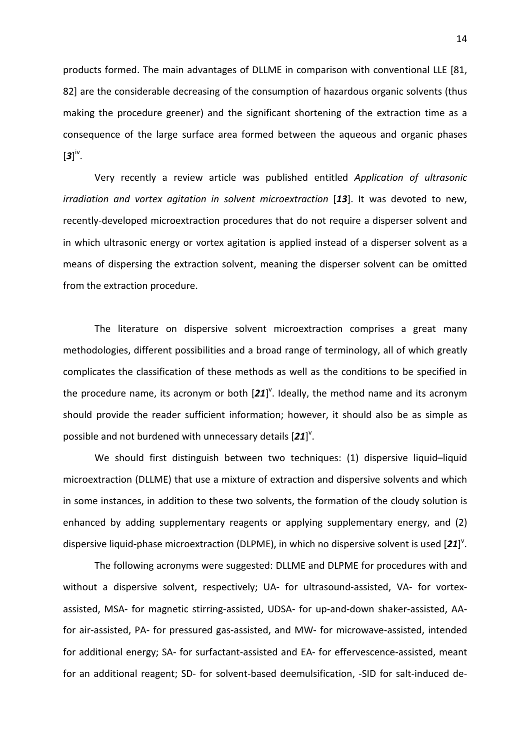products formed. The main advantages of DLLME in comparison with conventional LLE [81, 82] are the considerable decreasing of the consumption of hazardous organic solvents (thus making the procedure greener) and the significant shortening of the extraction time as a consequence of the large surface area formed between the aqueous and organic phases [***3***][iv].

Very recently a review article was published entitled *Application of ultrasonic irradiation and vortex agitation in solvent microextraction* [***13***]. It was devoted to new, recently-developed microextraction procedures that do not require a disperser solvent and in which ultrasonic energy or vortex agitation is applied instead of a disperser solvent as a means of dispersing the extraction solvent, meaning the disperser solvent can be omitted from the extraction procedure.

The literature on dispersive solvent microextraction comprises a great many methodologies, different possibilities and a broad range of terminology, all of which greatly complicates the classification of these methods as well as the conditions to be specified in the procedure name, its acronym or both [***21***][v]. Ideally, the method name and its acronym should provide the reader sufficient information; however, it should also be as simple as possible and not burdened with unnecessary details [***21***][v].

We should first distinguish between two techniques: (1) dispersive liquid–liquid microextraction (DLLME) that use a mixture of extraction and dispersive solvents and which in some instances, in addition to these two solvents, the formation of the cloudy solution is enhanced by adding supplementary reagents or applying supplementary energy, and (2) dispersive liquid-phase microextraction (DLPME), in which no dispersive solvent is used [***21***][v].

The following acronyms were suggested: DLLME and DLPME for procedures with and without a dispersive solvent, respectively; UA- for ultrasound-assisted, VA- for vortex-assisted, MSA- for magnetic stirring-assisted, UDSA- for up-and-down shaker-assisted, AA- for air-assisted, PA- for pressured gas-assisted, and MW- for microwave-assisted, intended for additional energy; SA- for surfactant-assisted and EA- for effervescence-assisted, meant for an additional reagent; SD- for solvent-based deemulsification, -SID for salt-induced de-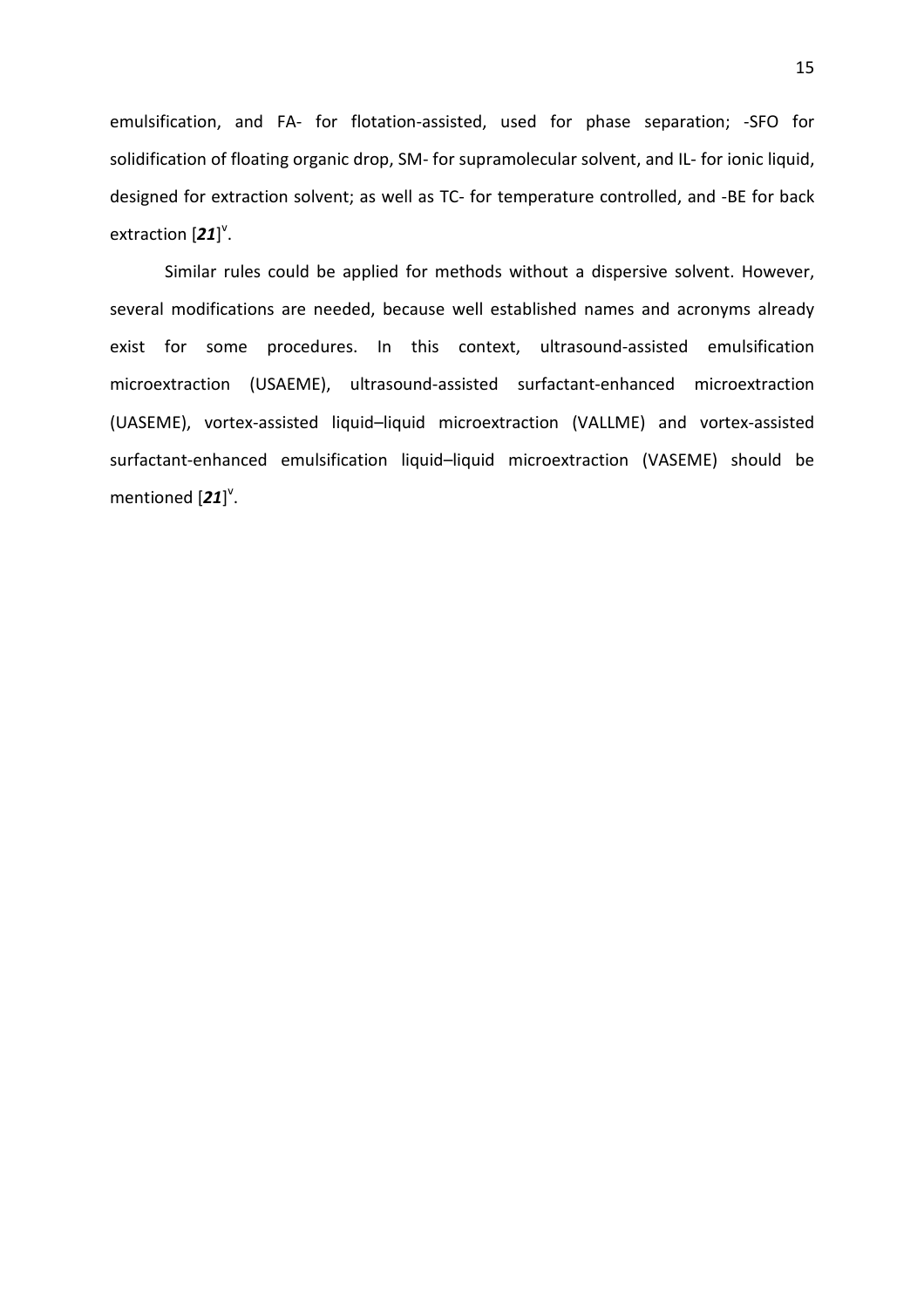emulsification, and FA- for flotation-assisted, used for phase separation; -SFO for solidification of floating organic drop, SM- for supramolecular solvent, and IL- for ionic liquid, designed for extraction solvent; as well as TC- for temperature controlled, and -BE for back extraction [***21***][v].

Similar rules could be applied for methods without a dispersive solvent. However, several modifications are needed, because well established names and acronyms already exist for some procedures. In this context, ultrasound-assisted emulsification microextraction (USAEME), ultrasound-assisted surfactant-enhanced microextraction (UASEME), vortex-assisted liquid–liquid microextraction (VALLME) and vortex-assisted surfactant-enhanced emulsification liquid–liquid microextraction (VASEME) should be mentioned [***21***][v].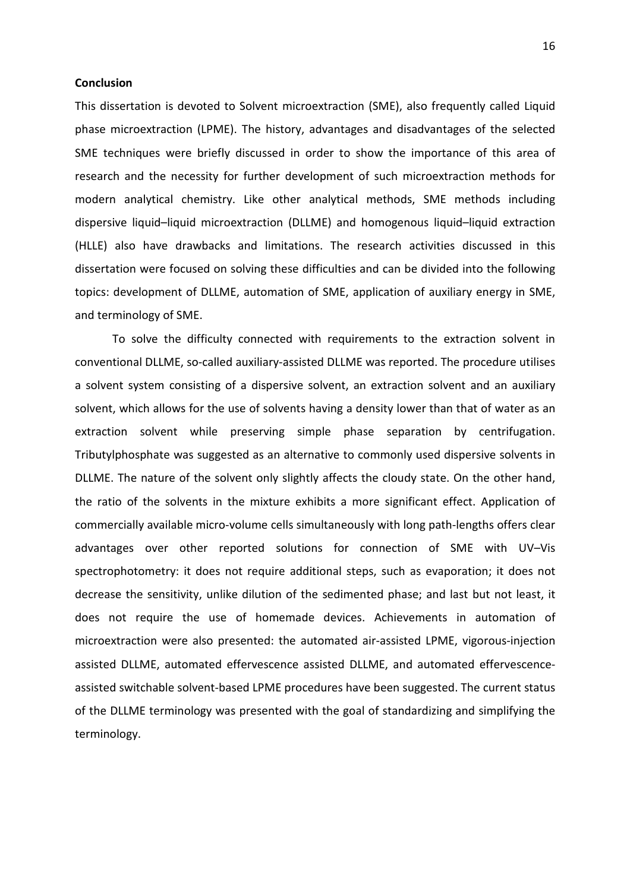**Conclusion**

This dissertation is devoted to Solvent microextraction (SME), also frequently called Liquid phase microextraction (LPME). The history, advantages and disadvantages of the selected SME techniques were briefly discussed in order to show the importance of this area of research and the necessity for further development of such microextraction methods for modern analytical chemistry. Like other analytical methods, SME methods including dispersive liquid–liquid microextraction (DLLME) and homogenous liquid–liquid extraction (HLLE) also have drawbacks and limitations. The research activities discussed in this dissertation were focused on solving these difficulties and can be divided into the following topics: development of DLLME, automation of SME, application of auxiliary energy in SME, and terminology of SME.

To solve the difficulty connected with requirements to the extraction solvent in conventional DLLME, so-called auxiliary-assisted DLLME was reported. The procedure utilises a solvent system consisting of a dispersive solvent, an extraction solvent and an auxiliary solvent, which allows for the use of solvents having a density lower than that of water as an extraction solvent while preserving simple phase separation by centrifugation. Tributylphosphate was suggested as an alternative to commonly used dispersive solvents in DLLME. The nature of the solvent only slightly affects the cloudy state. On the other hand, the ratio of the solvents in the mixture exhibits a more significant effect. Application of commercially available micro-volume cells simultaneously with long path-lengths offers clear advantages over other reported solutions for connection of SME with UV–Vis spectrophotometry: it does not require additional steps, such as evaporation; it does not decrease the sensitivity, unlike dilution of the sedimented phase; and last but not least, it does not require the use of homemade devices. Achievements in automation of microextraction were also presented: the automated air-assisted LPME, vigorous-injection assisted DLLME, automated effervescence assisted DLLME, and automated effervescence-assisted switchable solvent-based LPME procedures have been suggested. The current status of the DLLME terminology was presented with the goal of standardizing and simplifying the terminology.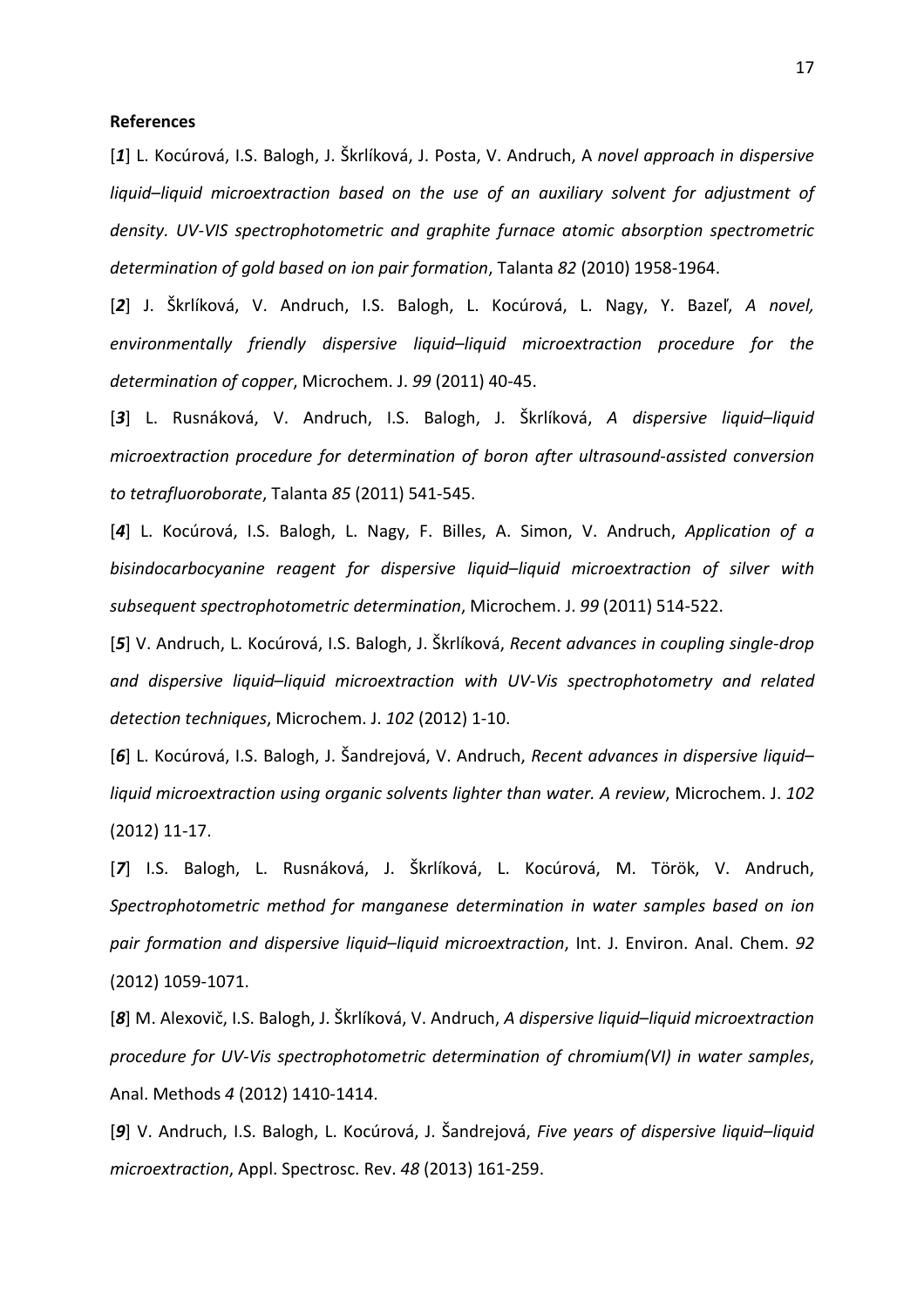**References**

[*1*] L. Kocúrová, I.S. Balogh, J. Škrlíková, J. Posta, V. Andruch, A *novel approach in dispersive liquid–liquid microextraction based on the use of an auxiliary solvent for adjustment of density. UV-VIS spectrophotometric and graphite furnace atomic absorption spectrometric determination of gold based on ion pair formation*, Talanta *82* (2010) 1958-1964.

[*2*] J. Škrlíková, V. Andruch, I.S. Balogh, L. Kocúrová, L. Nagy, Y. Bazeľ, *A novel, environmentally friendly dispersive liquid–liquid microextraction procedure for the determination of copper*, Microchem. J. *99* (2011) 40-45.

[*3*] L. Rusnáková, V. Andruch, I.S. Balogh, J. Škrlíková, *A dispersive liquid–liquid microextraction procedure for determination of boron after ultrasound-assisted conversion to tetrafluoroborate*, Talanta *85* (2011) 541-545.

[*4*] L. Kocúrová, I.S. Balogh, L. Nagy, F. Billes, A. Simon, V. Andruch, *Application of a bisindocarbocyanine reagent for dispersive liquid–liquid microextraction of silver with subsequent spectrophotometric determination*, Microchem. J. *99* (2011) 514-522.

[*5*] V. Andruch, L. Kocúrová, I.S. Balogh, J. Škrlíková, *Recent advances in coupling single-drop and dispersive liquid–liquid microextraction with UV-Vis spectrophotometry and related detection techniques*, Microchem. J. *102* (2012) 1-10.

[*6*] L. Kocúrová, I.S. Balogh, J. Šandrejová, V. Andruch, *Recent advances in dispersive liquid–liquid microextraction using organic solvents lighter than water. A review*, Microchem. J. *102* (2012) 11-17.

[*7*] I.S. Balogh, L. Rusnáková, J. Škrlíková, L. Kocúrová, M. Török, V. Andruch, *Spectrophotometric method for manganese determination in water samples based on ion pair formation and dispersive liquid–liquid microextraction*, Int. J. Environ. Anal. Chem. *92* (2012) 1059-1071.

[*8*] M. Alexovič, I.S. Balogh, J. Škrlíková, V. Andruch, *A dispersive liquid–liquid microextraction procedure for UV-Vis spectrophotometric determination of chromium(VI) in water samples*, Anal. Methods *4* (2012) 1410-1414.

[*9*] V. Andruch, I.S. Balogh, L. Kocúrová, J. Šandrejová, *Five years of dispersive liquid–liquid microextraction*, Appl. Spectrosc. Rev. *48* (2013) 161-259.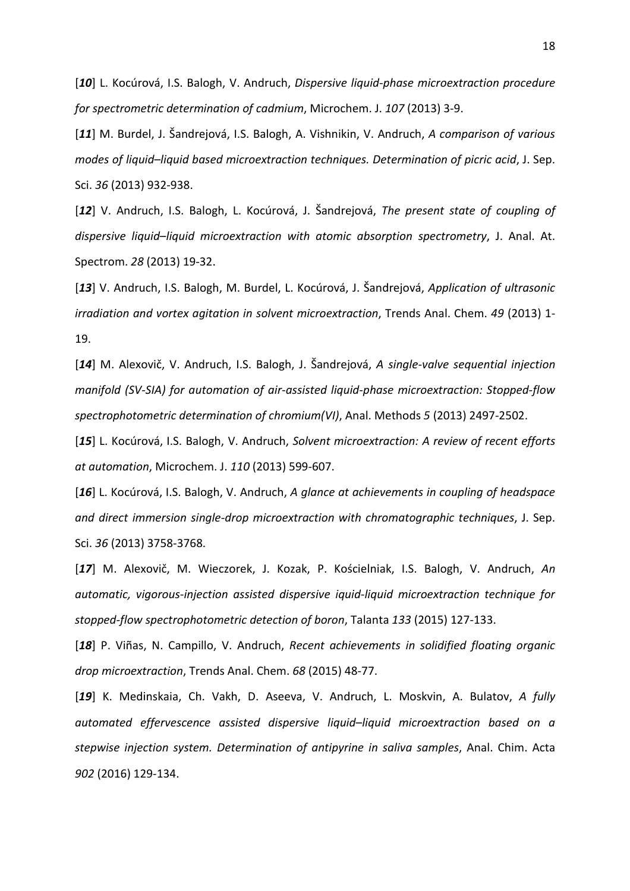[***10***] L. Kocúrová, I.S. Balogh, V. Andruch, *Dispersive liquid-phase microextraction procedure for spectrometric determination of cadmium*, Microchem. J. *107* (2013) 3-9.

[***11***] M. Burdel, J. Šandrejová, I.S. Balogh, A. Vishnikin, V. Andruch, *A comparison of various modes of liquid–liquid based microextraction techniques. Determination of picric acid*, J. Sep. Sci. *36* (2013) 932-938.

[***12***] V. Andruch, I.S. Balogh, L. Kocúrová, J. Šandrejová, *The present state of coupling of dispersive liquid–liquid microextraction with atomic absorption spectrometry*, J. Anal. At. Spectrom. *28* (2013) 19-32.

[***13***] V. Andruch, I.S. Balogh, M. Burdel, L. Kocúrová, J. Šandrejová, *Application of ultrasonic irradiation and vortex agitation in solvent microextraction*, Trends Anal. Chem. *49* (2013) 1-19.

[***14***] M. Alexovič, V. Andruch, I.S. Balogh, J. Šandrejová, *A single-valve sequential injection manifold (SV-SIA) for automation of air-assisted liquid-phase microextraction: Stopped-flow spectrophotometric determination of chromium(VI)*, Anal. Methods *5* (2013) 2497-2502.

[***15***] L. Kocúrová, I.S. Balogh, V. Andruch, *Solvent microextraction: A review of recent efforts at automation*, Microchem. J. *110* (2013) 599-607.

[***16***] L. Kocúrová, I.S. Balogh, V. Andruch, *A glance at achievements in coupling of headspace and direct immersion single-drop microextraction with chromatographic techniques*, J. Sep. Sci. *36* (2013) 3758-3768.

[***17***] M. Alexovič, M. Wieczorek, J. Kozak, P. Kościelniak, I.S. Balogh, V. Andruch, *An automatic, vigorous-injection assisted dispersive iquid-liquid microextraction technique for stopped-flow spectrophotometric detection of boron*, Talanta *133* (2015) 127-133.

[***18***] P. Viñas, N. Campillo, V. Andruch, *Recent achievements in solidified floating organic drop microextraction*, Trends Anal. Chem. *68* (2015) 48-77.

[***19***] K. Medinskaia, Ch. Vakh, D. Aseeva, V. Andruch, L. Moskvin, A. Bulatov, *A fully automated effervescence assisted dispersive liquid–liquid microextraction based on a stepwise injection system. Determination of antipyrine in saliva samples*, Anal. Chim. Acta *902* (2016) 129-134.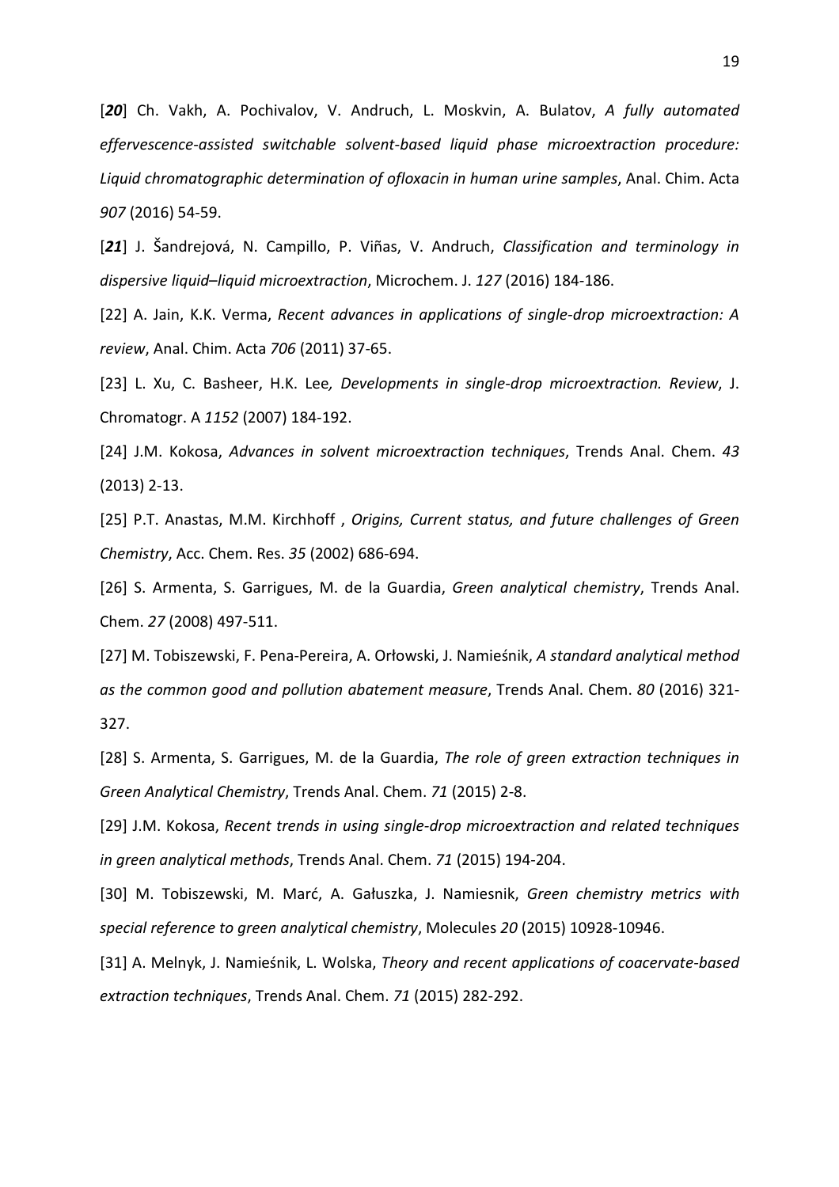[***20***] Ch. Vakh, A. Pochivalov, V. Andruch, L. Moskvin, A. Bulatov, *A fully automated effervescence-assisted switchable solvent-based liquid phase microextraction procedure: Liquid chromatographic determination of ofloxacin in human urine samples*, Anal. Chim. Acta *907* (2016) 54-59.

[***21***] J. Šandrejová, N. Campillo, P. Viñas, V. Andruch, *Classification and terminology in dispersive liquid–liquid microextraction*, Microchem. J. *127* (2016) 184-186.

[22] A. Jain, K.K. Verma, *Recent advances in applications of single-drop microextraction: A review*, Anal. Chim. Acta *706* (2011) 37-65.

[23] L. Xu, C. Basheer, H.K. Lee*, Developments in single-drop microextraction. Review*, J. Chromatogr. A *1152* (2007) 184-192.

[24] J.M. Kokosa, *Advances in solvent microextraction techniques*, Trends Anal. Chem. *43* (2013) 2-13.

[25] P.T. Anastas, M.M. Kirchhoff , *Origins, Current status, and future challenges of Green Chemistry*, Acc. Chem. Res. *35* (2002) 686-694.

[26] S. Armenta, S. Garrigues, M. de la Guardia, *Green analytical chemistry*, Trends Anal. Chem. *27* (2008) 497-511.

[27] M. Tobiszewski, F. Pena-Pereira, A. Orłowski, J. Namieśnik, *A standard analytical method as the common good and pollution abatement measure*, Trends Anal. Chem. *80* (2016) 321-327.

[28] S. Armenta, S. Garrigues, M. de la Guardia, *The role of green extraction techniques in Green Analytical Chemistry*, Trends Anal. Chem. *71* (2015) 2-8.

[29] J.M. Kokosa, *Recent trends in using single-drop microextraction and related techniques in green analytical methods*, Trends Anal. Chem. *71* (2015) 194-204.

[30] M. Tobiszewski, M. Marć, A. Gałuszka, J. Namiesnik, *Green chemistry metrics with special reference to green analytical chemistry*, Molecules *20* (2015) 10928-10946.

[31] A. Melnyk, J. Namieśnik, L. Wolska, *Theory and recent applications of coacervate-based extraction techniques*, Trends Anal. Chem. *71* (2015) 282-292.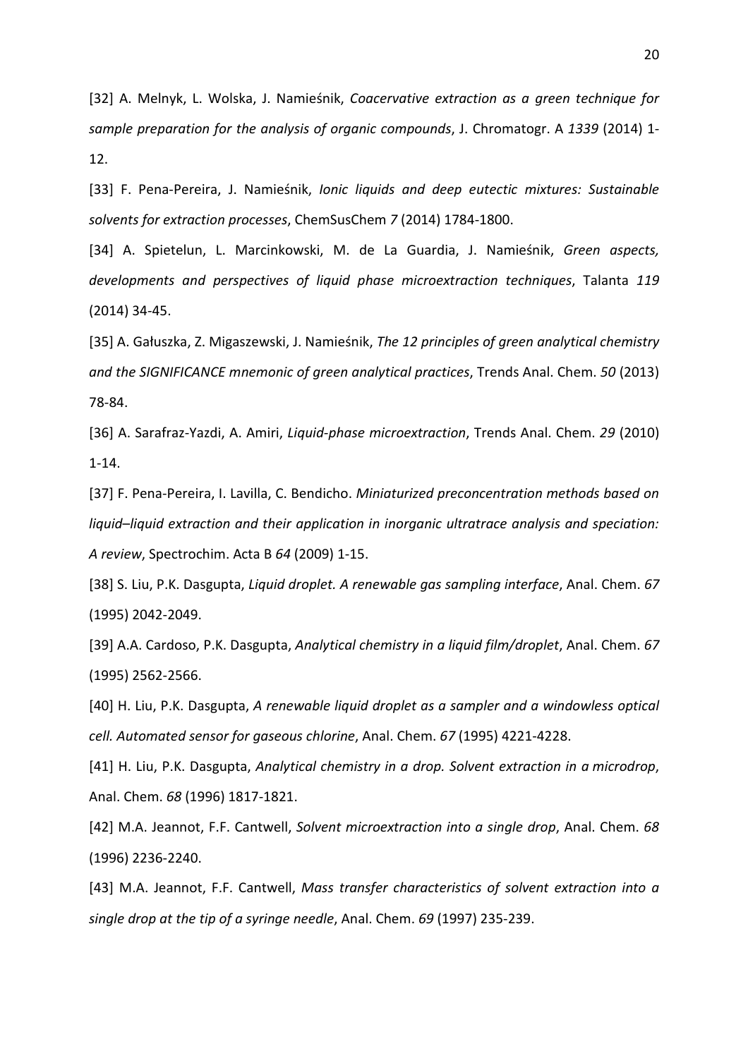[32] A. Melnyk, L. Wolska, J. Namieśnik, *Coacervative extraction as a green technique for sample preparation for the analysis of organic compounds*, J. Chromatogr. A *1339* (2014) 1-12.

[33] F. Pena-Pereira, J. Namieśnik, *Ionic liquids and deep eutectic mixtures: Sustainable solvents for extraction processes*, ChemSusChem *7* (2014) 1784-1800.

[34] A. Spietelun, L. Marcinkowski, M. de La Guardia, J. Namieśnik, *Green aspects, developments and perspectives of liquid phase microextraction techniques*, Talanta *119* (2014) 34-45.

[35] A. Gałuszka, Z. Migaszewski, J. Namieśnik, *The 12 principles of green analytical chemistry and the SIGNIFICANCE mnemonic of green analytical practices*, Trends Anal. Chem. *50* (2013) 78-84.

[36] A. Sarafraz-Yazdi, A. Amiri, *Liquid-phase microextraction*, Trends Anal. Chem. *29* (2010) 1-14.

[37] F. Pena-Pereira, I. Lavilla, C. Bendicho. *Miniaturized preconcentration methods based on liquid–liquid extraction and their application in inorganic ultratrace analysis and speciation: A review*, Spectrochim. Acta B *64* (2009) 1-15.

[38] S. Liu, P.K. Dasgupta, *Liquid droplet. A renewable gas sampling interface*, Anal. Chem. *67* (1995) 2042-2049.

[39] A.A. Cardoso, P.K. Dasgupta, *Analytical chemistry in a liquid film/droplet*, Anal. Chem. *67* (1995) 2562-2566.

[40] H. Liu, P.K. Dasgupta, *A renewable liquid droplet as a sampler and a windowless optical cell. Automated sensor for gaseous chlorine*, Anal. Chem. *67* (1995) 4221-4228.

[41] H. Liu, P.K. Dasgupta, *Analytical chemistry in a drop. Solvent extraction in a microdrop*, Anal. Chem. *68* (1996) 1817-1821.

[42] M.A. Jeannot, F.F. Cantwell, *Solvent microextraction into a single drop*, Anal. Chem. *68* (1996) 2236-2240.

[43] M.A. Jeannot, F.F. Cantwell, *Mass transfer characteristics of solvent extraction into a single drop at the tip of a syringe needle*, Anal. Chem. *69* (1997) 235-239.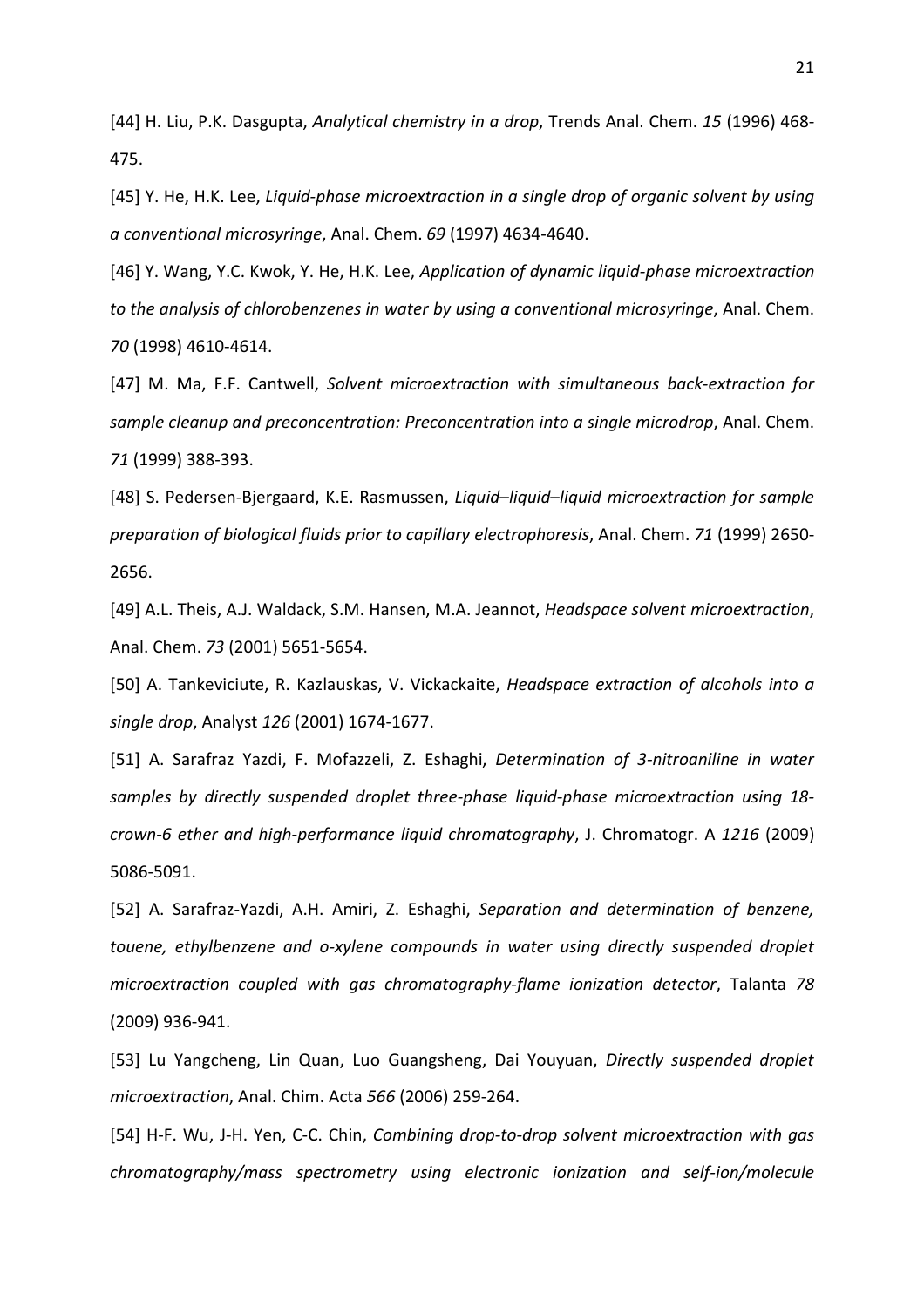[44] H. Liu, P.K. Dasgupta, *Analytical chemistry in a drop*, Trends Anal. Chem. *15* (1996) 468-475.

[45] Y. He, H.K. Lee, *Liquid-phase microextraction in a single drop of organic solvent by using a conventional microsyringe*, Anal. Chem. *69* (1997) 4634-4640.

[46] Y. Wang, Y.C. Kwok, Y. He, H.K. Lee, *Application of dynamic liquid-phase microextraction to the analysis of chlorobenzenes in water by using a conventional microsyringe*, Anal. Chem. *70* (1998) 4610-4614.

[47] M. Ma, F.F. Cantwell, *Solvent microextraction with simultaneous back-extraction for sample cleanup and preconcentration: Preconcentration into a single microdrop*, Anal. Chem. *71* (1999) 388-393.

[48] S. Pedersen-Bjergaard, K.E. Rasmussen, *Liquid–liquid–liquid microextraction for sample preparation of biological fluids prior to capillary electrophoresis*, Anal. Chem. *71* (1999) 2650-2656.

[49] A.L. Theis, A.J. Waldack, S.M. Hansen, M.A. Jeannot, *Headspace solvent microextraction*, Anal. Chem. *73* (2001) 5651-5654.

[50] A. Tankeviciute, R. Kazlauskas, V. Vickackaite, *Headspace extraction of alcohols into a single drop*, Analyst *126* (2001) 1674-1677.

[51] A. Sarafraz Yazdi, F. Mofazzeli, Z. Eshaghi, *Determination of 3-nitroaniline in water samples by directly suspended droplet three-phase liquid-phase microextraction using 18-crown-6 ether and high-performance liquid chromatography*, J. Chromatogr. A *1216* (2009) 5086-5091.

[52] A. Sarafraz-Yazdi, A.H. Amiri, Z. Eshaghi, *Separation and determination of benzene, touene, ethylbenzene and o-xylene compounds in water using directly suspended droplet microextraction coupled with gas chromatography-flame ionization detector*, Talanta *78* (2009) 936-941.

[53] Lu Yangcheng, Lin Quan, Luo Guangsheng, Dai Youyuan, *Directly suspended droplet microextraction*, Anal. Chim. Acta *566* (2006) 259-264.

[54] H-F. Wu, J-H. Yen, C-C. Chin, *Combining drop-to-drop solvent microextraction with gas chromatography/mass spectrometry using electronic ionization and self-ion/molecule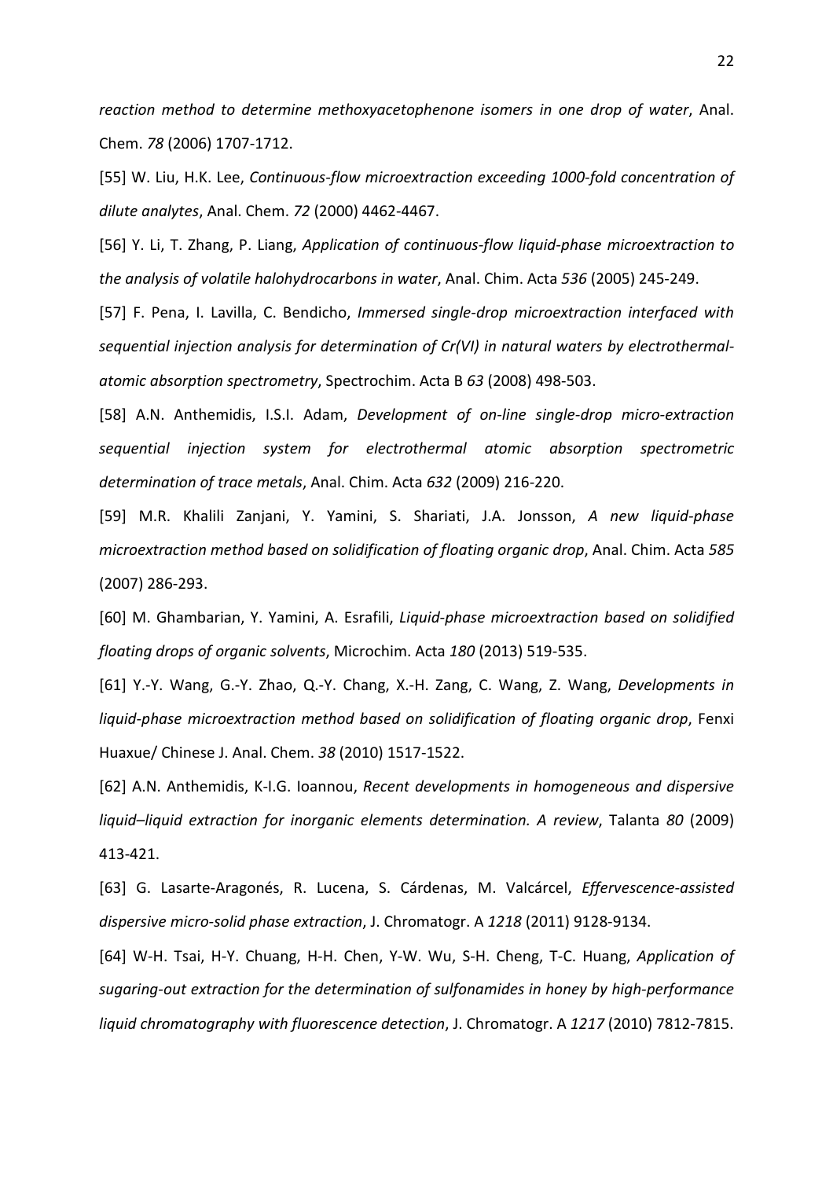*reaction method to determine methoxyacetophenone isomers in one drop of water*, Anal. Chem. *78* (2006) 1707-1712.

[55] W. Liu, H.K. Lee, *Continuous-flow microextraction exceeding 1000-fold concentration of dilute analytes*, Anal. Chem. *72* (2000) 4462-4467.

[56] Y. Li, T. Zhang, P. Liang, *Application of continuous-flow liquid-phase microextraction to the analysis of volatile halohydrocarbons in water*, Anal. Chim. Acta *536* (2005) 245-249.

[57] F. Pena, I. Lavilla, C. Bendicho, *Immersed single-drop microextraction interfaced with sequential injection analysis for determination of Cr(VI) in natural waters by electrothermal-atomic absorption spectrometry*, Spectrochim. Acta B *63* (2008) 498-503.

[58] A.N. Anthemidis, I.S.I. Adam, *Development of on-line single-drop micro-extraction sequential injection system for electrothermal atomic absorption spectrometric determination of trace metals*, Anal. Chim. Acta *632* (2009) 216-220.

[59] M.R. Khalili Zanjani, Y. Yamini, S. Shariati, J.A. Jonsson, *A new liquid-phase microextraction method based on solidification of floating organic drop*, Anal. Chim. Acta *585* (2007) 286-293.

[60] M. Ghambarian, Y. Yamini, A. Esrafili, *Liquid-phase microextraction based on solidified floating drops of organic solvents*, Microchim. Acta *180* (2013) 519-535.

[61] Y.-Y. Wang, G.-Y. Zhao, Q.-Y. Chang, X.-H. Zang, C. Wang, Z. Wang, *Developments in liquid-phase microextraction method based on solidification of floating organic drop*, Fenxi Huaxue/ Chinese J. Anal. Chem. *38* (2010) 1517-1522.

[62] A.N. Anthemidis, K-I.G. Ioannou, *Recent developments in homogeneous and dispersive liquid–liquid extraction for inorganic elements determination. A review*, Talanta *80* (2009) 413-421.

[63] G. Lasarte-Aragonés, R. Lucena, S. Cárdenas, M. Valcárcel, *Effervescence-assisted dispersive micro-solid phase extraction*, J. Chromatogr. A *1218* (2011) 9128-9134.

[64] W-H. Tsai, H-Y. Chuang, H-H. Chen, Y-W. Wu, S-H. Cheng, T-C. Huang, *Application of sugaring-out extraction for the determination of sulfonamides in honey by high-performance liquid chromatography with fluorescence detection*, J. Chromatogr. A *1217* (2010) 7812-7815.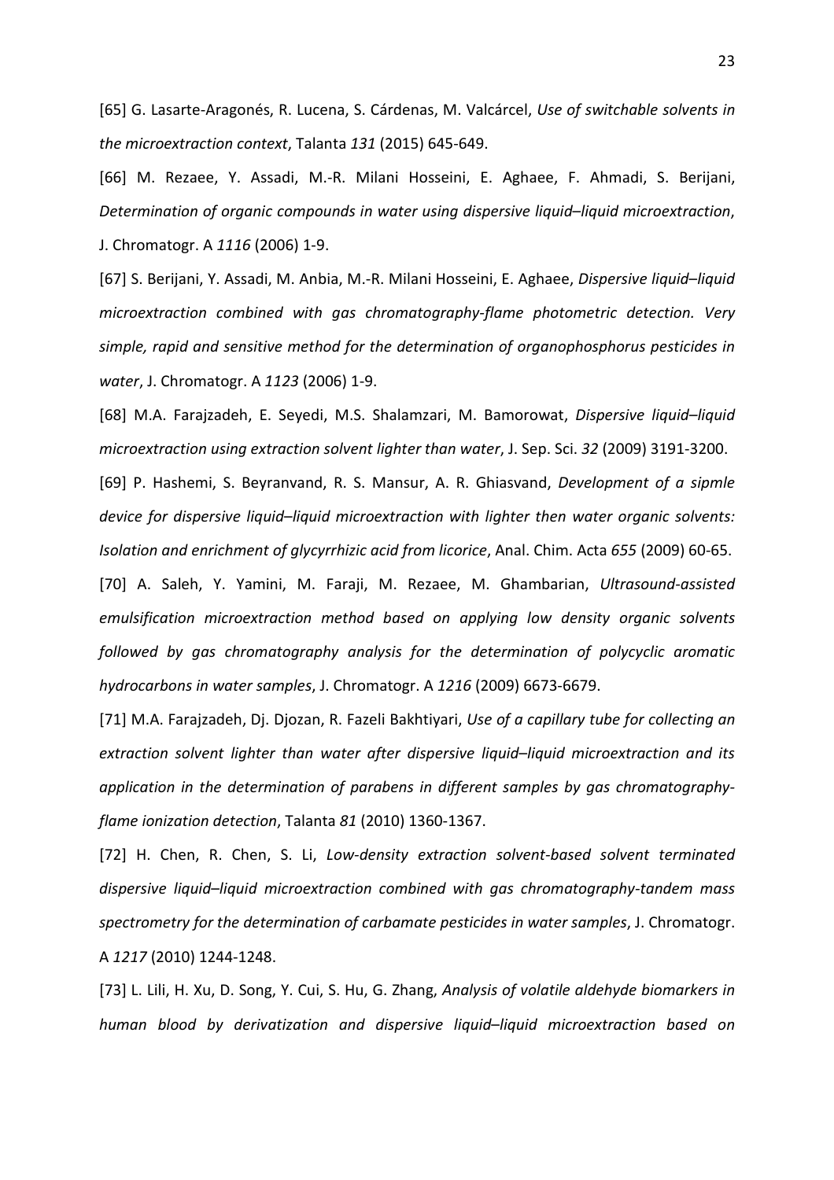[65] G. Lasarte-Aragonés, R. Lucena, S. Cárdenas, M. Valcárcel, *Use of switchable solvents in the microextraction context*, Talanta *131* (2015) 645-649.

[66] M. Rezaee, Y. Assadi, M.-R. Milani Hosseini, E. Aghaee, F. Ahmadi, S. Berijani, *Determination of organic compounds in water using dispersive liquid–liquid microextraction*, J. Chromatogr. A *1116* (2006) 1-9.

[67] S. Berijani, Y. Assadi, M. Anbia, M.-R. Milani Hosseini, E. Aghaee, *Dispersive liquid–liquid microextraction combined with gas chromatography-flame photometric detection. Very simple, rapid and sensitive method for the determination of organophosphorus pesticides in water*, J. Chromatogr. A *1123* (2006) 1-9.

[68] M.A. Farajzadeh, E. Seyedi, M.S. Shalamzari, M. Bamorowat, *Dispersive liquid–liquid microextraction using extraction solvent lighter than water*, J. Sep. Sci. *32* (2009) 3191-3200.

[69] P. Hashemi, S. Beyranvand, R. S. Mansur, A. R. Ghiasvand, *Development of a sipmle device for dispersive liquid–liquid microextraction with lighter then water organic solvents: Isolation and enrichment of glycyrrhizic acid from licorice*, Anal. Chim. Acta *655* (2009) 60-65.

[70] A. Saleh, Y. Yamini, M. Faraji, M. Rezaee, M. Ghambarian, *Ultrasound-assisted emulsification microextraction method based on applying low density organic solvents followed by gas chromatography analysis for the determination of polycyclic aromatic hydrocarbons in water samples*, J. Chromatogr. A *1216* (2009) 6673-6679.

[71] M.A. Farajzadeh, Dj. Djozan, R. Fazeli Bakhtiyari, *Use of a capillary tube for collecting an extraction solvent lighter than water after dispersive liquid–liquid microextraction and its application in the determination of parabens in different samples by gas chromatography-flame ionization detection*, Talanta *81* (2010) 1360-1367.

[72] H. Chen, R. Chen, S. Li, *Low-density extraction solvent-based solvent terminated dispersive liquid–liquid microextraction combined with gas chromatography-tandem mass spectrometry for the determination of carbamate pesticides in water samples*, J. Chromatogr. A *1217* (2010) 1244-1248.

[73] L. Lili, H. Xu, D. Song, Y. Cui, S. Hu, G. Zhang, *Analysis of volatile aldehyde biomarkers in human blood by derivatization and dispersive liquid–liquid microextraction based on*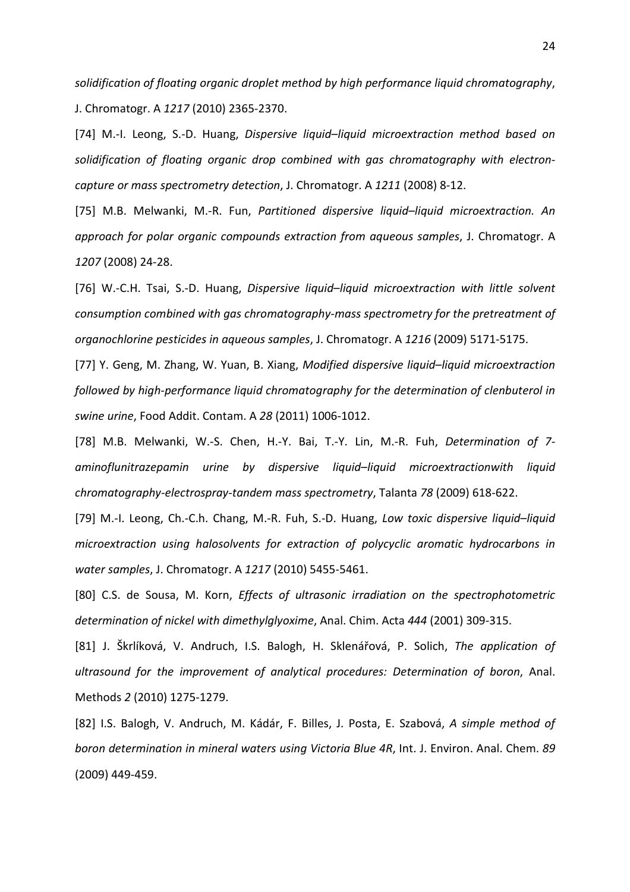*solidification of floating organic droplet method by high performance liquid chromatography*, J. Chromatogr. A *1217* (2010) 2365-2370.

[74] M.-I. Leong, S.-D. Huang, *Dispersive liquid–liquid microextraction method based on solidification of floating organic drop combined with gas chromatography with electron-capture or mass spectrometry detection*, J. Chromatogr. A *1211* (2008) 8-12.

[75] M.B. Melwanki, M.-R. Fun, *Partitioned dispersive liquid–liquid microextraction. An approach for polar organic compounds extraction from aqueous samples*, J. Chromatogr. A *1207* (2008) 24-28.

[76] W.-C.H. Tsai, S.-D. Huang, *Dispersive liquid–liquid microextraction with little solvent consumption combined with gas chromatography-mass spectrometry for the pretreatment of organochlorine pesticides in aqueous samples*, J. Chromatogr. A *1216* (2009) 5171-5175.

[77] Y. Geng, M. Zhang, W. Yuan, B. Xiang, *Modified dispersive liquid–liquid microextraction followed by high-performance liquid chromatography for the determination of clenbuterol in swine urine*, Food Addit. Contam. A *28* (2011) 1006-1012.

[78] M.B. Melwanki, W.-S. Chen, H.-Y. Bai, T.-Y. Lin, M.-R. Fuh, *Determination of 7-aminoflunitrazepamin urine by dispersive liquid–liquid microextractionwith liquid chromatography-electrospray-tandem mass spectrometry*, Talanta *78* (2009) 618-622.

[79] M.-I. Leong, Ch.-C.h. Chang, M.-R. Fuh, S.-D. Huang, *Low toxic dispersive liquid–liquid microextraction using halosolvents for extraction of polycyclic aromatic hydrocarbons in water samples*, J. Chromatogr. A *1217* (2010) 5455-5461.

[80] C.S. de Sousa, M. Korn, *Effects of ultrasonic irradiation on the spectrophotometric determination of nickel with dimethylglyoxime*, Anal. Chim. Acta *444* (2001) 309-315.

[81] J. Škrlíková, V. Andruch, I.S. Balogh, H. Sklenářová, P. Solich, *The application of ultrasound for the improvement of analytical procedures: Determination of boron*, Anal. Methods *2* (2010) 1275-1279.

[82] I.S. Balogh, V. Andruch, M. Kádár, F. Billes, J. Posta, E. Szabová, *A simple method of boron determination in mineral waters using Victoria Blue 4R*, Int. J. Environ. Anal. Chem. *89* (2009) 449-459.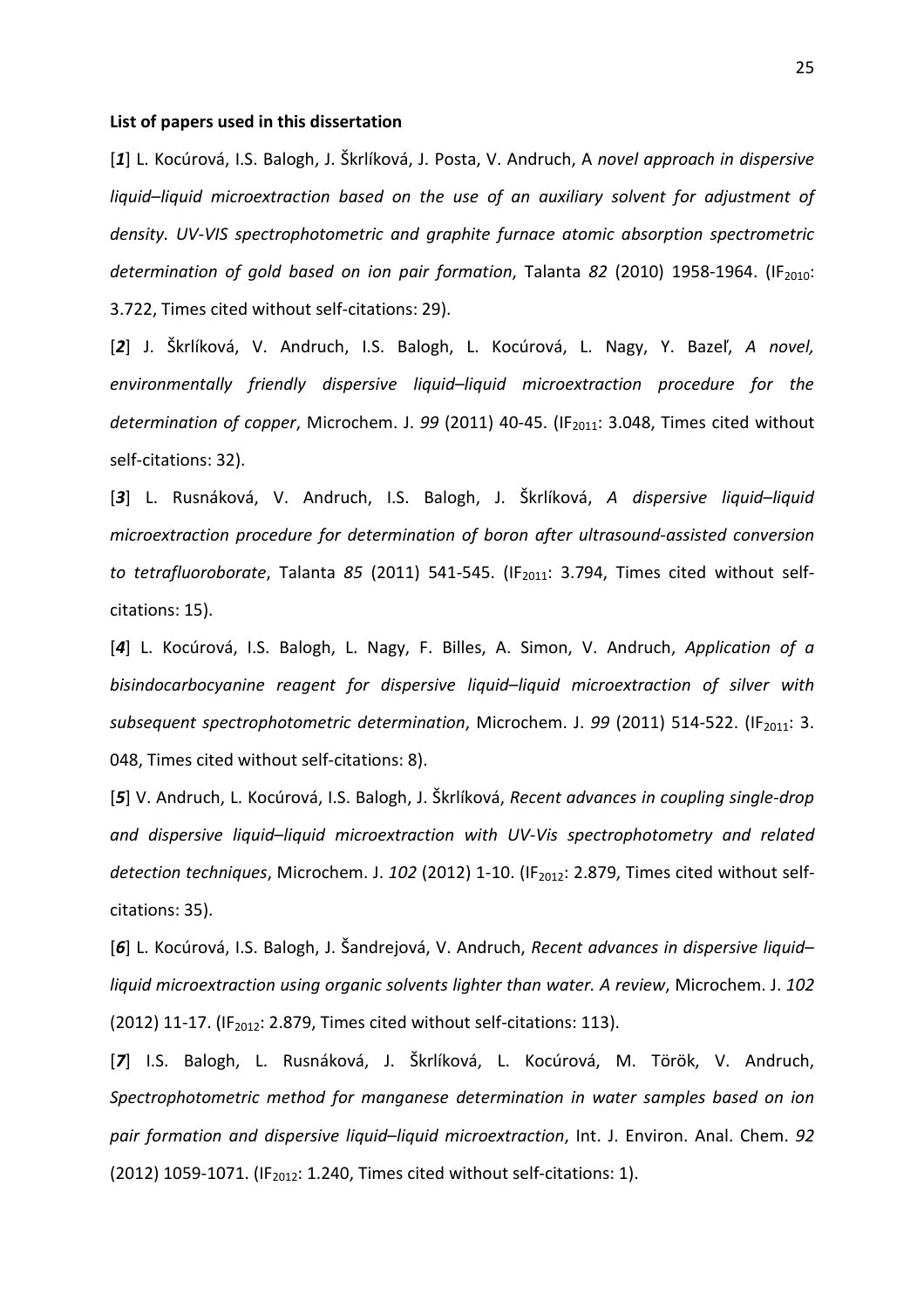**List of papers used in this dissertation**

[***1***] L. Kocúrová, I.S. Balogh, J. Škrlíková, J. Posta, V. Andruch, A *novel approach in dispersive liquid–liquid microextraction based on the use of an auxiliary solvent for adjustment of density. UV-VIS spectrophotometric and graphite furnace atomic absorption spectrometric determination of gold based on ion pair formation*, Talanta *82* (2010) 1958-1964. ($IF_{2010}$: 3.722, Times cited without self-citations: 29).

[***2***] J. Škrlíková, V. Andruch, I.S. Balogh, L. Kocúrová, L. Nagy, Y. Bazeľ, *A novel, environmentally friendly dispersive liquid–liquid microextraction procedure for the determination of copper*, Microchem. J. *99* (2011) 40-45. ($IF_{2011}$: 3.048, Times cited without self-citations: 32).

[***3***] L. Rusnáková, V. Andruch, I.S. Balogh, J. Škrlíková, *A dispersive liquid–liquid microextraction procedure for determination of boron after ultrasound-assisted conversion to tetrafluoroborate*, Talanta *85* (2011) 541-545. ($IF_{2011}$: 3.794, Times cited without self-citations: 15).

[***4***] L. Kocúrová, I.S. Balogh, L. Nagy, F. Billes, A. Simon, V. Andruch, *Application of a bisindocarbocyanine reagent for dispersive liquid–liquid microextraction of silver with subsequent spectrophotometric determination*, Microchem. J. *99* (2011) 514-522. ($IF_{2011}$: 3. 048, Times cited without self-citations: 8).

[***5***] V. Andruch, L. Kocúrová, I.S. Balogh, J. Škrlíková, *Recent advances in coupling single-drop and dispersive liquid–liquid microextraction with UV-Vis spectrophotometry and related detection techniques*, Microchem. J. *102* (2012) 1-10. ($IF_{2012}$: 2.879, Times cited without self-citations: 35).

[***6***] L. Kocúrová, I.S. Balogh, J. Šandrejová, V. Andruch, *Recent advances in dispersive liquid–liquid microextraction using organic solvents lighter than water. A review*, Microchem. J. *102* (2012) 11-17. ($IF_{2012}$: 2.879, Times cited without self-citations: 113).

[***7***] I.S. Balogh, L. Rusnáková, J. Škrlíková, L. Kocúrová, M. Török, V. Andruch, *Spectrophotometric method for manganese determination in water samples based on ion pair formation and dispersive liquid–liquid microextraction*, Int. J. Environ. Anal. Chem. *92* (2012) 1059-1071. ($IF_{2012}$: 1.240, Times cited without self-citations: 1).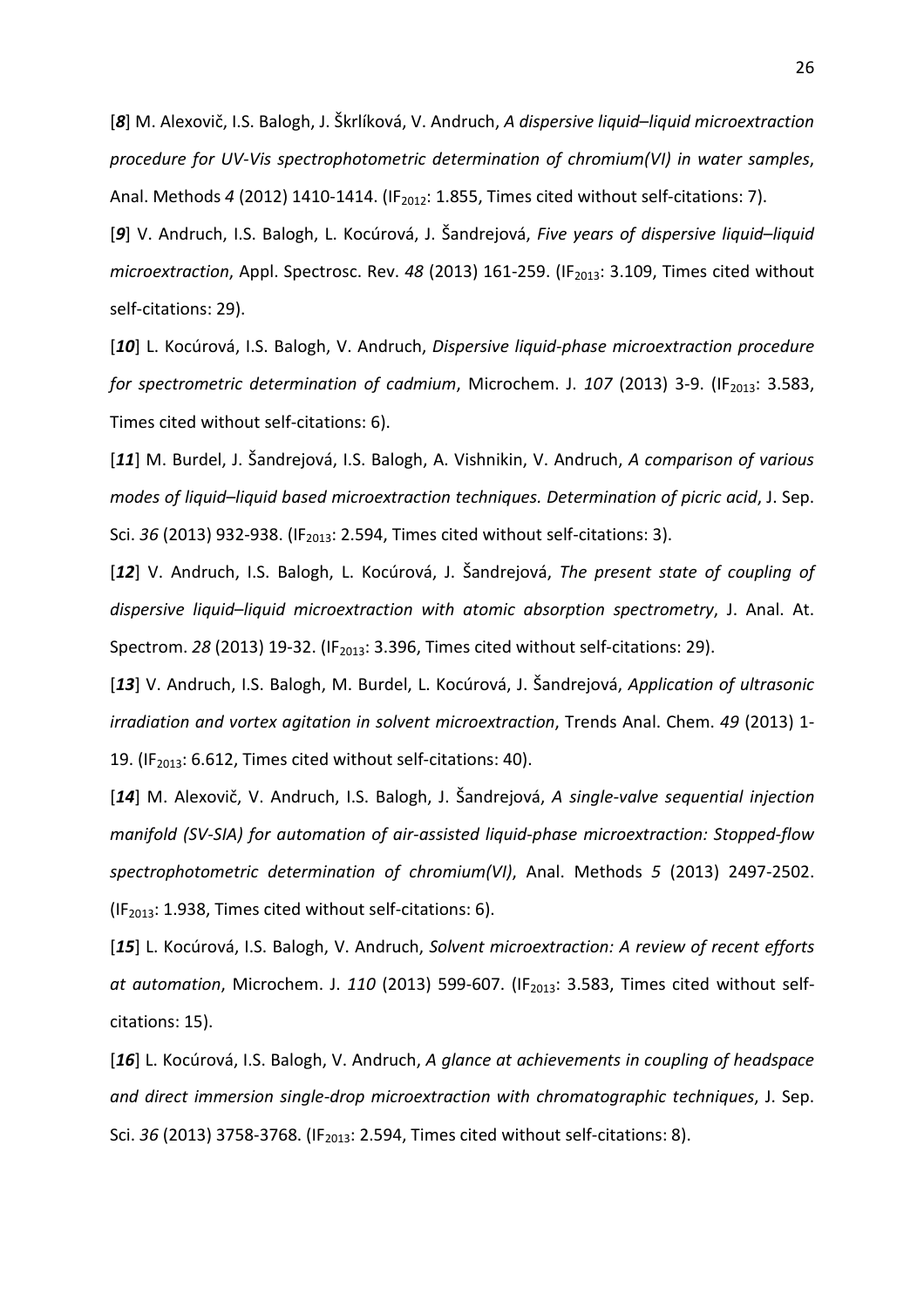[***8***] M. Alexovič, I.S. Balogh, J. Škrlíková, V. Andruch, *A dispersive liquid–liquid microextraction procedure for UV-Vis spectrophotometric determination of chromium(VI) in water samples*, Anal. Methods *4* (2012) 1410-1414. ($IF_{2012}$: 1.855, Times cited without self-citations: 7).

[***9***] V. Andruch, I.S. Balogh, L. Kocúrová, J. Šandrejová, *Five years of dispersive liquid–liquid microextraction*, Appl. Spectrosc. Rev. *48* (2013) 161-259. ($IF_{2013}$: 3.109, Times cited without self-citations: 29).

[***10***] L. Kocúrová, I.S. Balogh, V. Andruch, *Dispersive liquid-phase microextraction procedure for spectrometric determination of cadmium*, Microchem. J. *107* (2013) 3-9. ($IF_{2013}$: 3.583, Times cited without self-citations: 6).

[***11***] M. Burdel, J. Šandrejová, I.S. Balogh, A. Vishnikin, V. Andruch, *A comparison of various modes of liquid–liquid based microextraction techniques. Determination of picric acid*, J. Sep. Sci. *36* (2013) 932-938. ($IF_{2013}$: 2.594, Times cited without self-citations: 3).

[***12***] V. Andruch, I.S. Balogh, L. Kocúrová, J. Šandrejová, *The present state of coupling of dispersive liquid–liquid microextraction with atomic absorption spectrometry*, J. Anal. At. Spectrom. *28* (2013) 19-32. ($IF_{2013}$: 3.396, Times cited without self-citations: 29).

[***13***] V. Andruch, I.S. Balogh, M. Burdel, L. Kocúrová, J. Šandrejová, *Application of ultrasonic irradiation and vortex agitation in solvent microextraction*, Trends Anal. Chem. *49* (2013) 1-19. ($IF_{2013}$: 6.612, Times cited without self-citations: 40).

[***14***] M. Alexovič, V. Andruch, I.S. Balogh, J. Šandrejová, *A single-valve sequential injection manifold (SV-SIA) for automation of air-assisted liquid-phase microextraction: Stopped-flow spectrophotometric determination of chromium(VI)*, Anal. Methods *5* (2013) 2497-2502. ($IF_{2013}$: 1.938, Times cited without self-citations: 6).

[***15***] L. Kocúrová, I.S. Balogh, V. Andruch, *Solvent microextraction: A review of recent efforts at automation*, Microchem. J. *110* (2013) 599-607. ($IF_{2013}$: 3.583, Times cited without self-citations: 15).

[***16***] L. Kocúrová, I.S. Balogh, V. Andruch, *A glance at achievements in coupling of headspace and direct immersion single-drop microextraction with chromatographic techniques*, J. Sep. Sci. *36* (2013) 3758-3768. ($IF_{2013}$: 2.594, Times cited without self-citations: 8).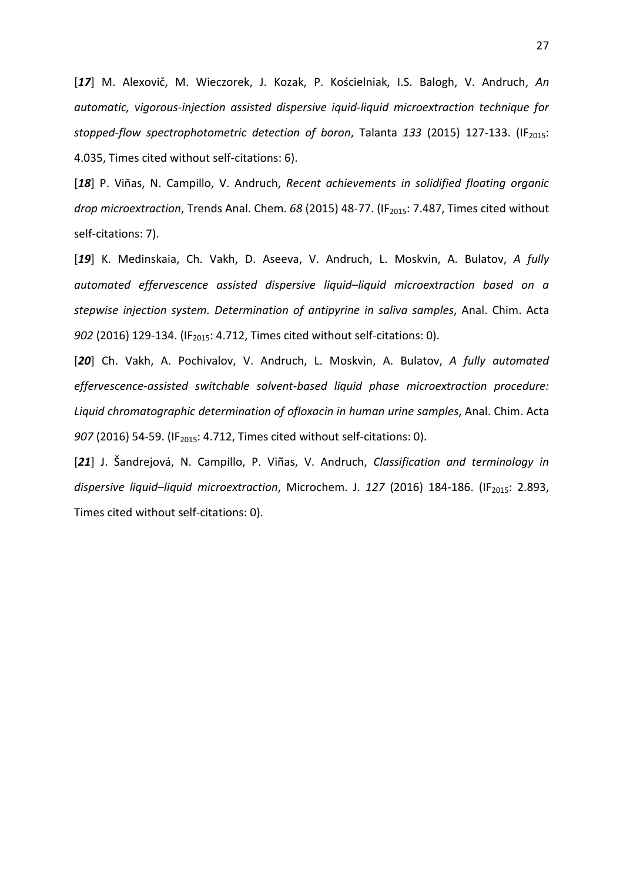[***17***] M. Alexovič, M. Wieczorek, J. Kozak, P. Kościelniak, I.S. Balogh, V. Andruch, *An automatic, vigorous-injection assisted dispersive iquid-liquid microextraction technique for stopped-flow spectrophotometric detection of boron*, Talanta *133* (2015) 127-133. ($IF_{2015}$: 4.035, Times cited without self-citations: 6).

[***18***] P. Viñas, N. Campillo, V. Andruch, *Recent achievements in solidified floating organic drop microextraction*, Trends Anal. Chem. *68* (2015) 48-77. ($IF_{2015}$: 7.487, Times cited without self-citations: 7).

[***19***] K. Medinskaia, Ch. Vakh, D. Aseeva, V. Andruch, L. Moskvin, A. Bulatov, *A fully automated effervescence assisted dispersive liquid–liquid microextraction based on a stepwise injection system. Determination of antipyrine in saliva samples*, Anal. Chim. Acta *902* (2016) 129-134. ($IF_{2015}$: 4.712, Times cited without self-citations: 0).

[***20***] Ch. Vakh, A. Pochivalov, V. Andruch, L. Moskvin, A. Bulatov, *A fully automated effervescence-assisted switchable solvent-based liquid phase microextraction procedure: Liquid chromatographic determination of ofloxacin in human urine samples*, Anal. Chim. Acta *907* (2016) 54-59. ($IF_{2015}$: 4.712, Times cited without self-citations: 0).

[***21***] J. Šandrejová, N. Campillo, P. Viñas, V. Andruch, *Classification and terminology in dispersive liquid–liquid microextraction*, Microchem. J. *127* (2016) 184-186. ($IF_{2015}$: 2.893, Times cited without self-citations: 0).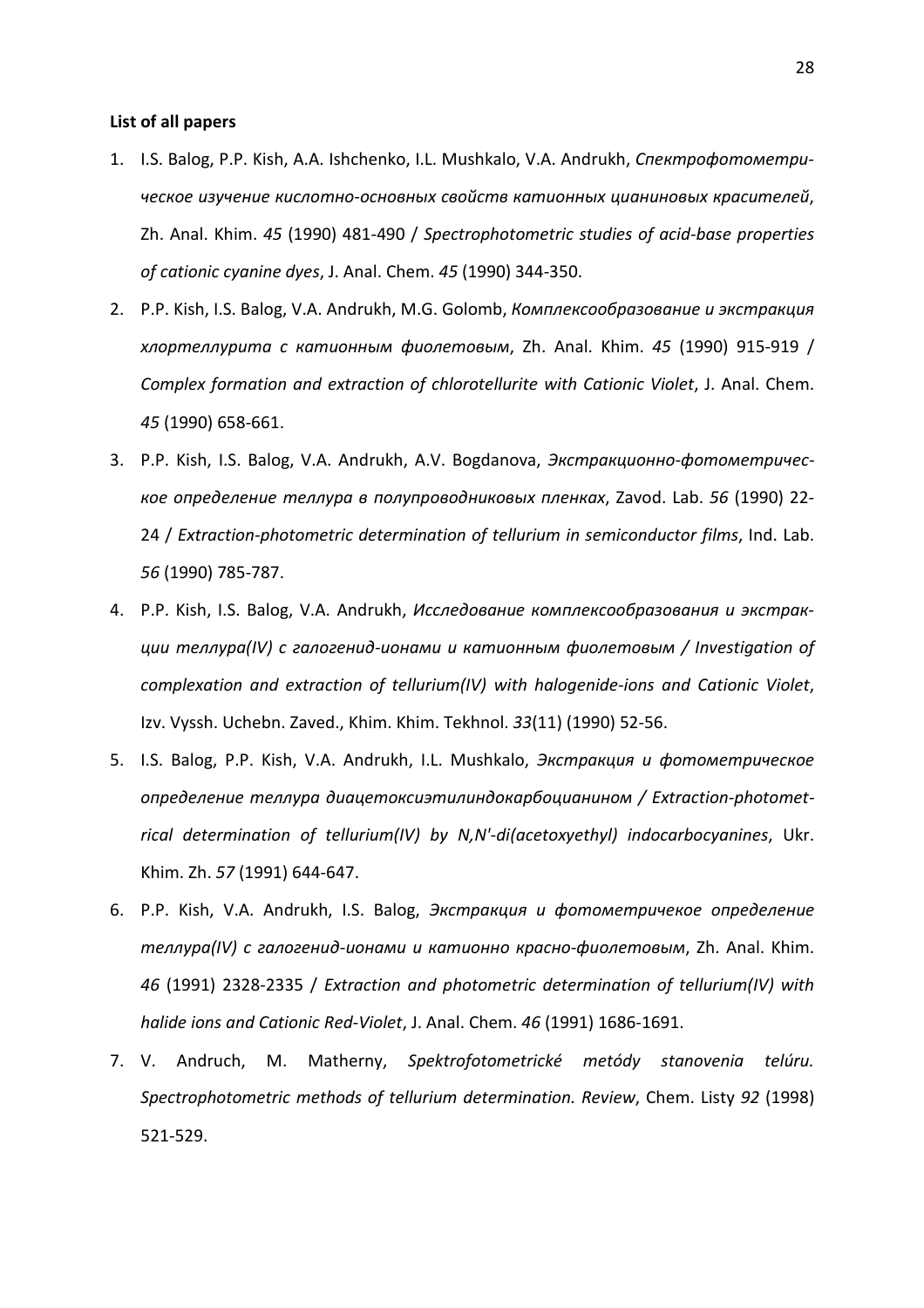**List of all papers**

1. I.S. Balog, P.P. Kish, A.A. Ishchenko, I.L. Mushkalo, V.A. Andrukh, *Спектрофотометрическое изучение кислотно-основных свойств катионных цианиновых красителей*, Zh. Anal. Khim. *45* (1990) 481-490 / *Spectrophotometric studies of acid-base properties of cationic cyanine dyes*, J. Anal. Chem. *45* (1990) 344-350.
2. P.P. Kish, I.S. Balog, V.A. Andrukh, M.G. Golomb, *Комплексообразование и экстракция хлортеллурита с катионным фиолетовым*, Zh. Anal. Khim. *45* (1990) 915-919 / *Complex formation and extraction of chlorotellurite with Cationic Violet*, J. Anal. Chem. *45* (1990) 658-661.
3. P.P. Kish, I.S. Balog, V.A. Andrukh, A.V. Bogdanova, *Экстракционно-фотометрическое определение теллура в полупроводниковых пленках*, Zavod. Lab. *56* (1990) 22-24 / *Extraction-photometric determination of tellurium in semiconductor films*, Ind. Lab. *56* (1990) 785-787.
4. P.P. Kish, I.S. Balog, V.A. Andrukh, *Исследование комплексообразования и экстракции теллура(IV) с галогенид-ионами и катионным фиолетовым / Investigation of complexation and extraction of tellurium(IV) with halogenide-ions and Cationic Violet*, Izv. Vyssh. Uchebn. Zaved., Khim. Khim. Tekhnol. *33*(11) (1990) 52-56.
5. I.S. Balog, P.P. Kish, V.A. Andrukh, I.L. Mushkalo, *Экстракция и фотометрическое определение теллура диацетоксиэтилиндокарбоцианином / Extraction-photometrical determination of tellurium(IV) by N,N'-di(acetoxyethyl) indocarbocyanines*, Ukr. Khim. Zh. *57* (1991) 644-647.
6. P.P. Kish, V.A. Andrukh, I.S. Balog, *Экстракция и фотометричекое определение теллура(IV) с галогенид-ионами и катионно красно-фиолетовым*, Zh. Anal. Khim. *46* (1991) 2328-2335 / *Extraction and photometric determination of tellurium(IV) with halide ions and Cationic Red-Violet*, J. Anal. Chem. *46* (1991) 1686-1691.
7. V. Andruch, M. Matherny, *Spektrofotometrické metódy stanovenia telúru. Spectrophotometric methods of tellurium determination. Review*, Chem. Listy *92* (1998) 521-529.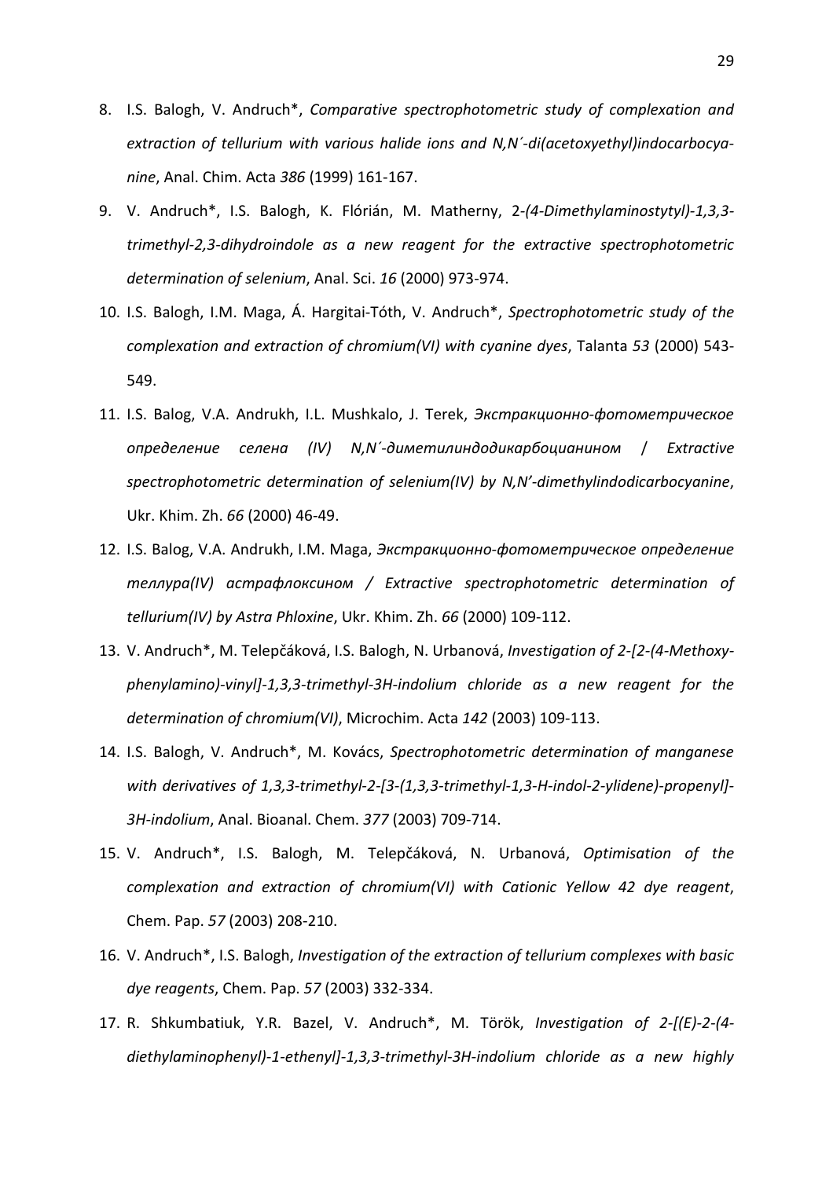8. I.S. Balogh, V. Andruch*, *Comparative spectrophotometric study of complexation and extraction of tellurium with various halide ions and N,N´-di(acetoxyethyl)indocarbocyanine*, Anal. Chim. Acta *386* (1999) 161-167.

9. V. Andruch*, I.S. Balogh, K. Flórián, M. Matherny, 2-*(4-Dimethylaminostytyl)-1,3,3-trimethyl-2,3-dihydroindole as a new reagent for the extractive spectrophotometric determination of selenium*, Anal. Sci. *16* (2000) 973-974.

10. I.S. Balogh, I.M. Maga, Á. Hargitai-Tóth, V. Andruch*, *Spectrophotometric study of the complexation and extraction of chromium(VI) with cyanine dyes*, Talanta *53* (2000) 543-549.

11. I.S. Balog, V.A. Andrukh, I.L. Mushkalo, J. Terek, *Экстракционно-фотометрическое определение селена (IV) N,N´-диметилиндодикарбоцианином / Extractive spectrophotometric determination of selenium(IV) by N,N'-dimethylindodicarbocyanine*, Ukr. Khim. Zh. *66* (2000) 46-49.

12. I.S. Balog, V.A. Andrukh, I.M. Maga, *Экстракционно-фотометрическое определение теллура(IV) астрафлоксином / Extractive spectrophotometric determination of tellurium(IV) by Astra Phloxine*, Ukr. Khim. Zh. *66* (2000) 109-112.

13. V. Andruch*, M. Telepčáková, I.S. Balogh, N. Urbanová, *Investigation of 2-[2-(4-Methoxy-phenylamino)-vinyl]-1,3,3-trimethyl-3H-indolium chloride as a new reagent for the determination of chromium(VI)*, Microchim. Acta *142* (2003) 109-113.

14. I.S. Balogh, V. Andruch*, M. Kovács, *Spectrophotometric determination of manganese with derivatives of 1,3,3-trimethyl-2-[3-(1,3,3-trimethyl-1,3-H-indol-2-ylidene)-propenyl]-3H-indolium*, Anal. Bioanal. Chem. *377* (2003) 709-714.

15. V. Andruch*, I.S. Balogh, M. Telepčáková, N. Urbanová, *Optimisation of the complexation and extraction of chromium(VI) with Cationic Yellow 42 dye reagent*, Chem. Pap. *57* (2003) 208-210.

16. V. Andruch*, I.S. Balogh, *Investigation of the extraction of tellurium complexes with basic dye reagents*, Chem. Pap. *57* (2003) 332-334.

17. R. Shkumbatiuk, Y.R. Bazel, V. Andruch*, M. Török, *Investigation of 2-[(E)-2-(4-diethylaminophenyl)-1-ethenyl]-1,3,3-trimethyl-3H-indolium chloride as a new highly*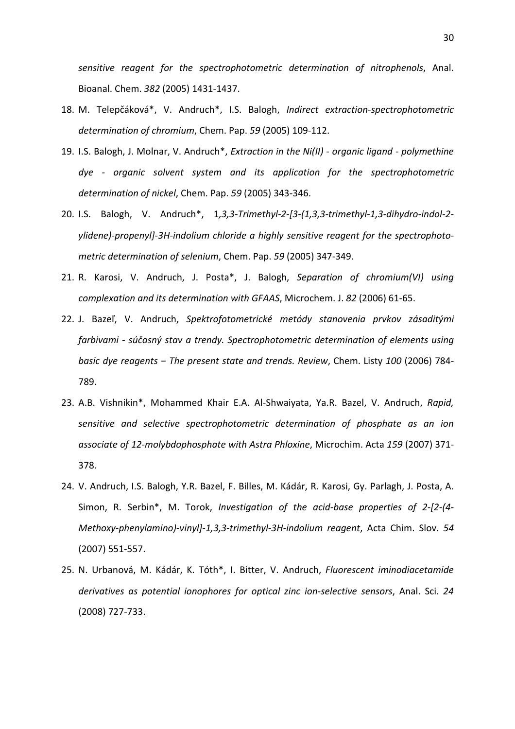*sensitive reagent for the spectrophotometric determination of nitrophenols*, Anal. Bioanal. Chem. *382* (2005) 1431-1437.

18. M. Telepčáková*, V. Andruch*, I.S. Balogh, *Indirect extraction-spectrophotometric determination of chromium*, Chem. Pap. *59* (2005) 109-112.
19. I.S. Balogh, J. Molnar, V. Andruch*, *Extraction in the Ni(II) - organic ligand - polymethine dye - organic solvent system and its application for the spectrophotometric determination of nickel*, Chem. Pap. *59* (2005) 343-346.
20. I.S. Balogh, V. Andruch*, 1*,3,3-Trimethyl-2-[3-(1,3,3-trimethyl-1,3-dihydro-indol-2-ylidene)-propenyl]-3H-indolium chloride a highly sensitive reagent for the spectrophotometric determination of selenium*, Chem. Pap. *59* (2005) 347-349.
21. R. Karosi, V. Andruch, J. Posta*, J. Balogh, *Separation of chromium(VI) using complexation and its determination with GFAAS*, Microchem. J. *82* (2006) 61-65.
22. J. Bazeľ, V. Andruch, *Spektrofotometrické metódy stanovenia prvkov zásaditými farbivami - súčasný stav a trendy. Spectrophotometric determination of elements using basic dye reagents − The present state and trends. Review*, Chem. Listy *100* (2006) 784-789.
23. A.B. Vishnikin*, Mohammed Khair E.A. Al-Shwaiyata, Ya.R. Bazel, V. Andruch, *Rapid, sensitive and selective spectrophotometric determination of phosphate as an ion associate of 12-molybdophosphate with Astra Phloxine*, Microchim. Acta *159* (2007) 371-378.
24. V. Andruch, I.S. Balogh, Y.R. Bazel, F. Billes, M. Kádár, R. Karosi, Gy. Parlagh, J. Posta, A. Simon, R. Serbin*, M. Torok, *Investigation of the acid-base properties of 2-[2-(4-Methoxy-phenylamino)-vinyl]-1,3,3-trimethyl-3H-indolium reagent*, Acta Chim. Slov. *54* (2007) 551-557.
25. N. Urbanová, M. Kádár, K. Tóth*, I. Bitter, V. Andruch, *Fluorescent iminodiacetamide derivatives as potential ionophores for optical zinc ion-selective sensors*, Anal. Sci. *24* (2008) 727-733.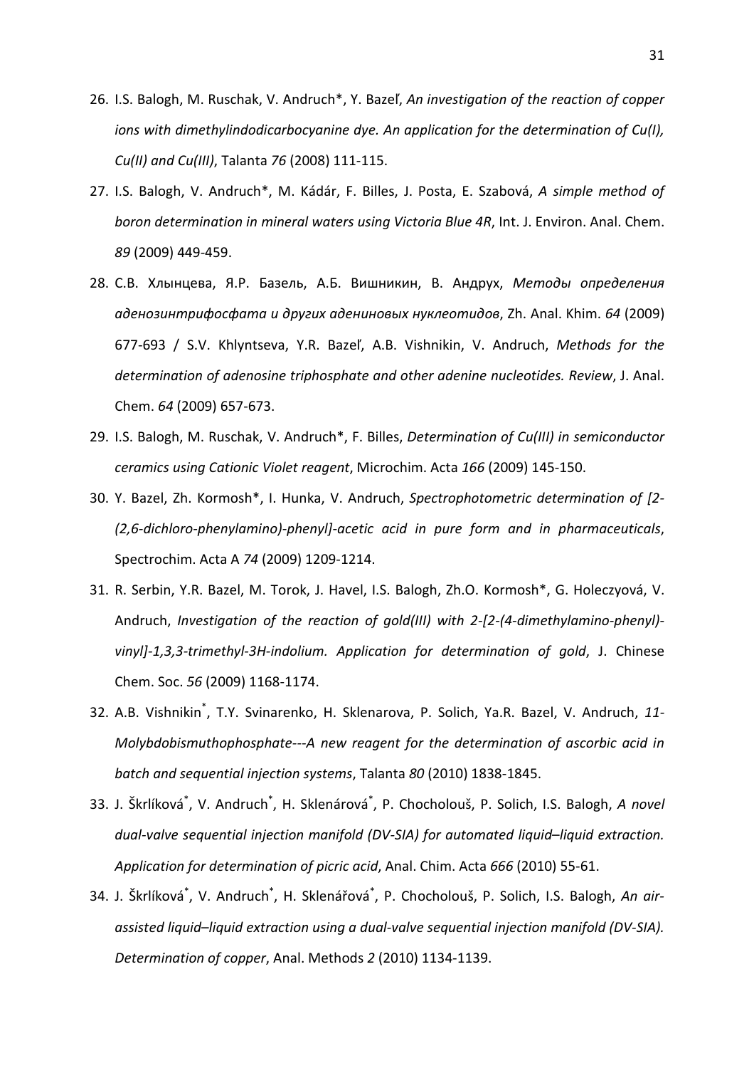26. I.S. Balogh, M. Ruschak, V. Andruch*, Y. Bazeľ, *An investigation of the reaction of copper ions with dimethylindodicarbocyanine dye. An application for the determination of Cu(I), Cu(II) and Cu(III)*, Talanta *76* (2008) 111-115.
27. I.S. Balogh, V. Andruch*, M. Kádár, F. Billes, J. Posta, E. Szabová, *A simple method of boron determination in mineral waters using Victoria Blue 4R*, Int. J. Environ. Anal. Chem. *89* (2009) 449-459.
28. С.В. Хлынцева, Я.Р. Базель, А.Б. Вишникин, В. Андрух, *Методы определения аденозинтрифосфата и других адениновых нуклеотидов*, Zh. Anal. Khim. *64* (2009) 677-693 / S.V. Khlyntseva, Y.R. Bazeľ, A.B. Vishnikin, V. Andruch, *Methods for the determination of adenosine triphosphate and other adenine nucleotides. Review*, J. Anal. Chem. *64* (2009) 657-673.
29. I.S. Balogh, M. Ruschak, V. Andruch*, F. Billes, *Determination of Cu(III) in semiconductor ceramics using Cationic Violet reagent*, Microchim. Acta *166* (2009) 145-150.
30. Y. Bazel, Zh. Kormosh*, I. Hunka, V. Andruch, *Spectrophotometric determination of [2-(2,6-dichloro-phenylamino)-phenyl]-acetic acid in pure form and in pharmaceuticals*, Spectrochim. Acta A *74* (2009) 1209-1214.
31. R. Serbin, Y.R. Bazel, M. Torok, J. Havel, I.S. Balogh, Zh.O. Kormosh*, G. Holeczyová, V. Andruch, *Investigation of the reaction of gold(III) with 2-[2-(4-dimethylamino-phenyl)-vinyl]-1,3,3-trimethyl-3H-indolium. Application for determination of gold*, J. Chinese Chem. Soc. *56* (2009) 1168-1174.
32. A.B. Vishnikin*, T.Y. Svinarenko, H. Sklenarova, P. Solich, Ya.R. Bazel, V. Andruch, *11-Molybdobismuthophosphate---A new reagent for the determination of ascorbic acid in batch and sequential injection systems*, Talanta *80* (2010) 1838-1845.
33. J. Škrlíková*, V. Andruch*, H. Sklenárová*, P. Chocholouš, P. Solich, I.S. Balogh, *A novel dual-valve sequential injection manifold (DV-SIA) for automated liquid–liquid extraction. Application for determination of picric acid*, Anal. Chim. Acta *666* (2010) 55-61.
34. J. Škrlíková*, V. Andruch*, H. Sklenářová*, P. Chocholouš, P. Solich, I.S. Balogh, *An air-assisted liquid–liquid extraction using a dual-valve sequential injection manifold (DV-SIA). Determination of copper*, Anal. Methods *2* (2010) 1134-1139.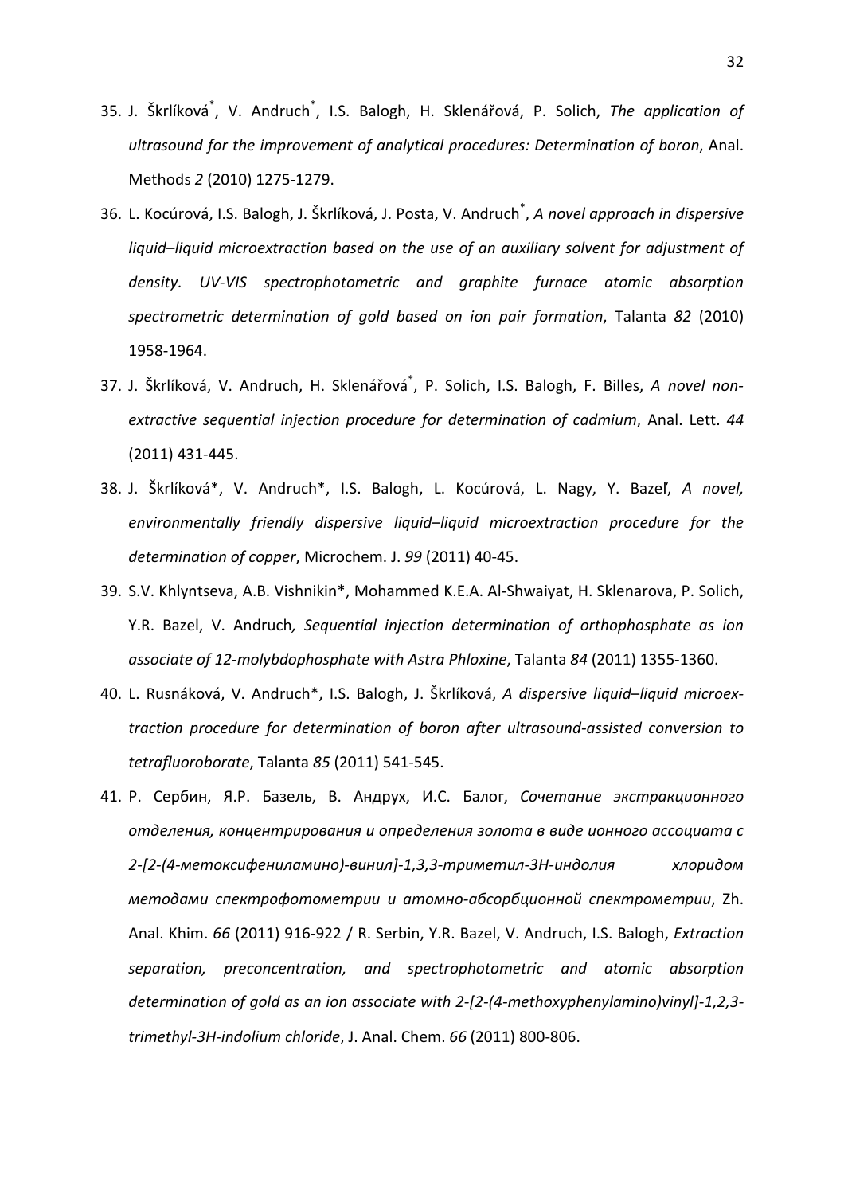35. J. Škrlíková[*], V. Andruch[*], I.S. Balogh, H. Sklenářová, P. Solich, *The application of ultrasound for the improvement of analytical procedures: Determination of boron*, Anal. Methods *2* (2010) 1275-1279.

36. L. Kocúrová, I.S. Balogh, J. Škrlíková, J. Posta, V. Andruch[*], *A novel approach in dispersive liquid–liquid microextraction based on the use of an auxiliary solvent for adjustment of density. UV-VIS spectrophotometric and graphite furnace atomic absorption spectrometric determination of gold based on ion pair formation*, Talanta *82* (2010) 1958-1964.

37. J. Škrlíková, V. Andruch, H. Sklenářová[*], P. Solich, I.S. Balogh, F. Billes, *A novel non-extractive sequential injection procedure for determination of cadmium*, Anal. Lett. *44* (2011) 431-445.

38. J. Škrlíková*, V. Andruch*, I.S. Balogh, L. Kocúrová, L. Nagy, Y. Bazeľ, *A novel, environmentally friendly dispersive liquid–liquid microextraction procedure for the determination of copper*, Microchem. J. *99* (2011) 40-45.

39. S.V. Khlyntseva, A.B. Vishnikin*, Mohammed K.E.A. Al-Shwaiyat, H. Sklenarova, P. Solich, Y.R. Bazel, V. Andruch*, Sequential injection determination of orthophosphate as ion associate of 12-molybdophosphate with Astra Phloxine*, Talanta *84* (2011) 1355-1360.

40. L. Rusnáková, V. Andruch*, I.S. Balogh, J. Škrlíková, *A dispersive liquid–liquid microextraction procedure for determination of boron after ultrasound-assisted conversion to tetrafluoroborate*, Talanta *85* (2011) 541-545.

41. Р. Сербин, Я.Р. Базель, В. Андрух, И.С. Балог, *Сочетание экстракционного отделения, концентрирования и определения золота в виде ионного ассоциата с 2-[2-(4-метоксифениламино)-винил]-1,3,3-триметил-3H-индолия хлоридом методами спектрофотометрии и атомно-абсорбционной спектрометрии*, Zh. Anal. Khim. *66* (2011) 916-922 / R. Serbin, Y.R. Bazel, V. Andruch, I.S. Balogh, *Extraction separation, preconcentration, and spectrophotometric and atomic absorption determination of gold as an ion associate with 2-[2-(4-methoxyphenylamino)vinyl]-1,2,3-trimethyl-3H-indolium chloride*, J. Anal. Chem. *66* (2011) 800-806.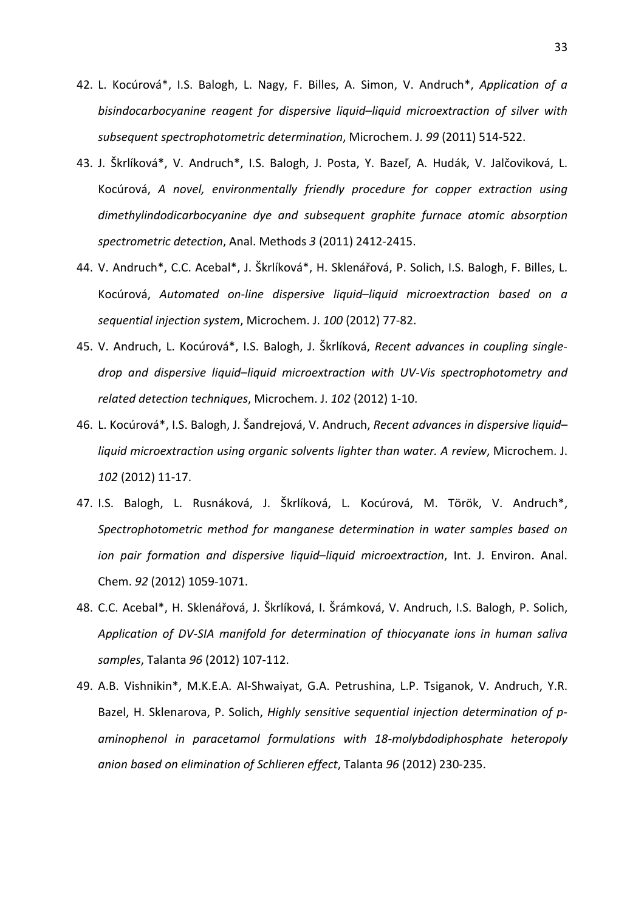42. L. Kocúrová*, I.S. Balogh, L. Nagy, F. Billes, A. Simon, V. Andruch*, *Application of a bisindocarbocyanine reagent for dispersive liquid–liquid microextraction of silver with subsequent spectrophotometric determination*, Microchem. J. *99* (2011) 514-522.
43. J. Škrlíková*, V. Andruch*, I.S. Balogh, J. Posta, Y. Bazeľ, A. Hudák, V. Jalčoviková, L. Kocúrová, *A novel, environmentally friendly procedure for copper extraction using dimethylindodicarbocyanine dye and subsequent graphite furnace atomic absorption spectrometric detection*, Anal. Methods *3* (2011) 2412-2415.
44. V. Andruch*, C.C. Acebal*, J. Škrlíková*, H. Sklenářová, P. Solich, I.S. Balogh, F. Billes, L. Kocúrová, *Automated on-line dispersive liquid–liquid microextraction based on a sequential injection system*, Microchem. J. *100* (2012) 77-82.
45. V. Andruch, L. Kocúrová*, I.S. Balogh, J. Škrlíková, *Recent advances in coupling single-drop and dispersive liquid–liquid microextraction with UV-Vis spectrophotometry and related detection techniques*, Microchem. J. *102* (2012) 1-10.
46. L. Kocúrová*, I.S. Balogh, J. Šandrejová, V. Andruch, *Recent advances in dispersive liquid–liquid microextraction using organic solvents lighter than water. A review*, Microchem. J. *102* (2012) 11-17.
47. I.S. Balogh, L. Rusnáková, J. Škrlíková, L. Kocúrová, M. Török, V. Andruch*, *Spectrophotometric method for manganese determination in water samples based on ion pair formation and dispersive liquid–liquid microextraction*, Int. J. Environ. Anal. Chem. *92* (2012) 1059-1071.
48. C.C. Acebal*, H. Sklenářová, J. Škrlíková, I. Šrámková, V. Andruch, I.S. Balogh, P. Solich, *Application of DV-SIA manifold for determination of thiocyanate ions in human saliva samples*, Talanta *96* (2012) 107-112.
49. A.B. Vishnikin*, M.K.E.A. Al-Shwaiyat, G.A. Petrushina, L.P. Tsiganok, V. Andruch, Y.R. Bazel, H. Sklenarova, P. Solich, *Highly sensitive sequential injection determination of p-aminophenol in paracetamol formulations with 18-molybdodiphosphate heteropoly anion based on elimination of Schlieren effect*, Talanta *96* (2012) 230-235.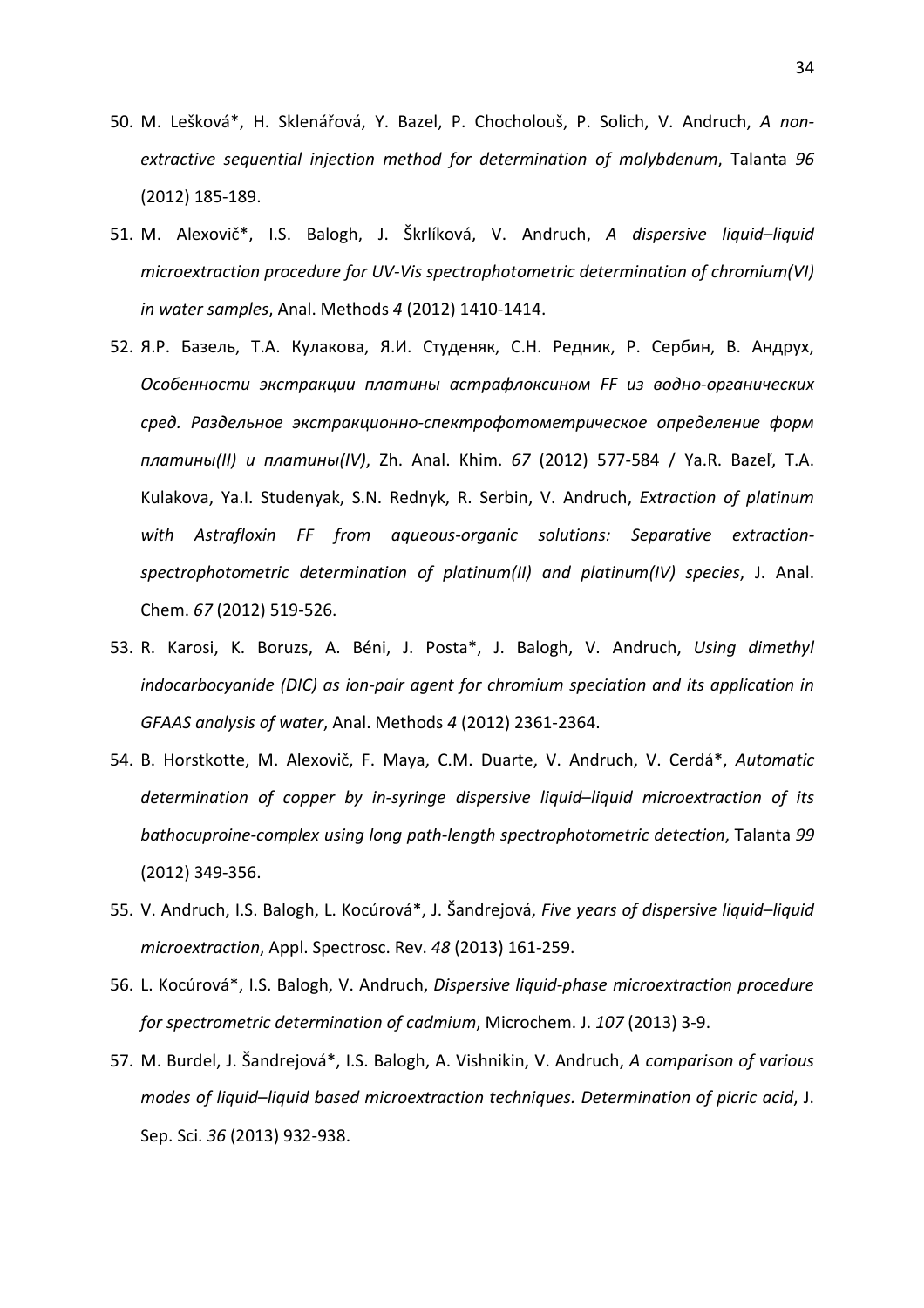50. M. Lešková*, H. Sklenářová, Y. Bazel, P. Chocholouš, P. Solich, V. Andruch, *A non-extractive sequential injection method for determination of molybdenum*, Talanta *96* (2012) 185-189.

51. M. Alexovič*, I.S. Balogh, J. Škrlíková, V. Andruch, *A dispersive liquid–liquid microextraction procedure for UV-Vis spectrophotometric determination of chromium(VI) in water samples*, Anal. Methods *4* (2012) 1410-1414.

52. Я.Р. Базель, Т.А. Кулакова, Я.И. Студеняк, С.Н. Редник, Р. Сербин, В. Андрух, *Особенности экстракции платины астрафлоксином FF из водно-органических сред. Раздельное экстракционно-спектрофотометрическое определение форм платины(II) и платины(IV)*, Zh. Anal. Khim. *67* (2012) 577-584 / Ya.R. Bazeľ, T.A. Kulakova, Ya.I. Studenyak, S.N. Rednyk, R. Serbin, V. Andruch, *Extraction of platinum with Astrafloxin FF from aqueous-organic solutions: Separative extraction-spectrophotometric determination of platinum(II) and platinum(IV) species*, J. Anal. Chem. *67* (2012) 519-526.

53. R. Karosi, K. Boruzs, A. Béni, J. Posta*, J. Balogh, V. Andruch, *Using dimethyl indocarbocyanide (DIC) as ion-pair agent for chromium speciation and its application in GFAAS analysis of water*, Anal. Methods *4* (2012) 2361-2364.

54. B. Horstkotte, M. Alexovič, F. Maya, C.M. Duarte, V. Andruch, V. Cerdá*, *Automatic determination of copper by in-syringe dispersive liquid–liquid microextraction of its bathocuproine-complex using long path-length spectrophotometric detection*, Talanta *99* (2012) 349-356.

55. V. Andruch, I.S. Balogh, L. Kocúrová*, J. Šandrejová, *Five years of dispersive liquid–liquid microextraction*, Appl. Spectrosc. Rev. *48* (2013) 161-259.

56. L. Kocúrová*, I.S. Balogh, V. Andruch, *Dispersive liquid-phase microextraction procedure for spectrometric determination of cadmium*, Microchem. J. *107* (2013) 3-9.

57. M. Burdel, J. Šandrejová*, I.S. Balogh, A. Vishnikin, V. Andruch, *A comparison of various modes of liquid–liquid based microextraction techniques. Determination of picric acid*, J. Sep. Sci. *36* (2013) 932-938.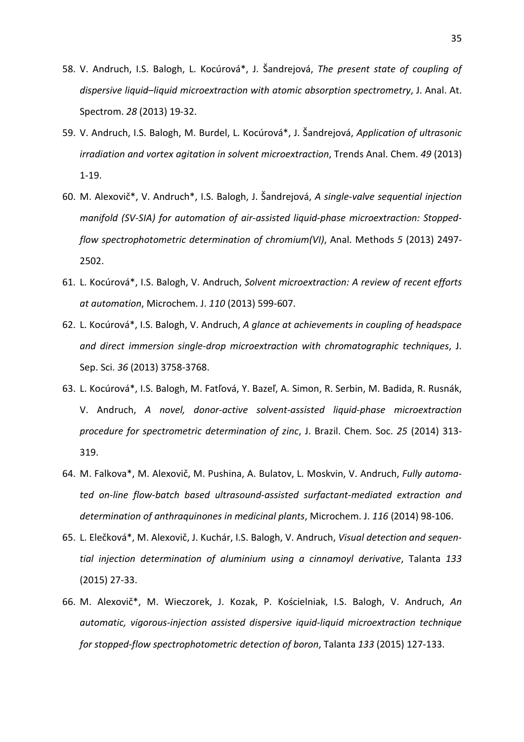58. V. Andruch, I.S. Balogh, L. Kocúrová*, J. Šandrejová, *The present state of coupling of dispersive liquid–liquid microextraction with atomic absorption spectrometry*, J. Anal. At. Spectrom. *28* (2013) 19-32.

59. V. Andruch, I.S. Balogh, M. Burdel, L. Kocúrová*, J. Šandrejová, *Application of ultrasonic irradiation and vortex agitation in solvent microextraction*, Trends Anal. Chem. *49* (2013) 1-19.

60. M. Alexovič*, V. Andruch*, I.S. Balogh, J. Šandrejová, *A single-valve sequential injection manifold (SV-SIA) for automation of air-assisted liquid-phase microextraction: Stopped-flow spectrophotometric determination of chromium(VI)*, Anal. Methods *5* (2013) 2497-2502.

61. L. Kocúrová*, I.S. Balogh, V. Andruch, *Solvent microextraction: A review of recent efforts at automation*, Microchem. J. *110* (2013) 599-607.

62. L. Kocúrová*, I.S. Balogh, V. Andruch, *A glance at achievements in coupling of headspace and direct immersion single-drop microextraction with chromatographic techniques*, J. Sep. Sci. *36* (2013) 3758-3768.

63. L. Kocúrová*, I.S. Balogh, M. Fatľová, Y. Bazeľ, A. Simon, R. Serbin, M. Badida, R. Rusnák, V. Andruch, *A novel, donor-active solvent-assisted liquid-phase microextraction procedure for spectrometric determination of zinc*, J. Brazil. Chem. Soc. *25* (2014) 313-319.

64. M. Falkova*, M. Alexovič, M. Pushina, A. Bulatov, L. Moskvin, V. Andruch, *Fully automated on-line flow-batch based ultrasound-assisted surfactant-mediated extraction and determination of anthraquinones in medicinal plants*, Microchem. J. *116* (2014) 98-106.

65. L. Elečková*, M. Alexovič, J. Kuchár, I.S. Balogh, V. Andruch, *Visual detection and sequential injection determination of aluminium using a cinnamoyl derivative*, Talanta *133* (2015) 27-33.

66. M. Alexovič*, M. Wieczorek, J. Kozak, P. Kościelniak, I.S. Balogh, V. Andruch, *An automatic, vigorous-injection assisted dispersive iquid-liquid microextraction technique for stopped-flow spectrophotometric detection of boron*, Talanta *133* (2015) 127-133.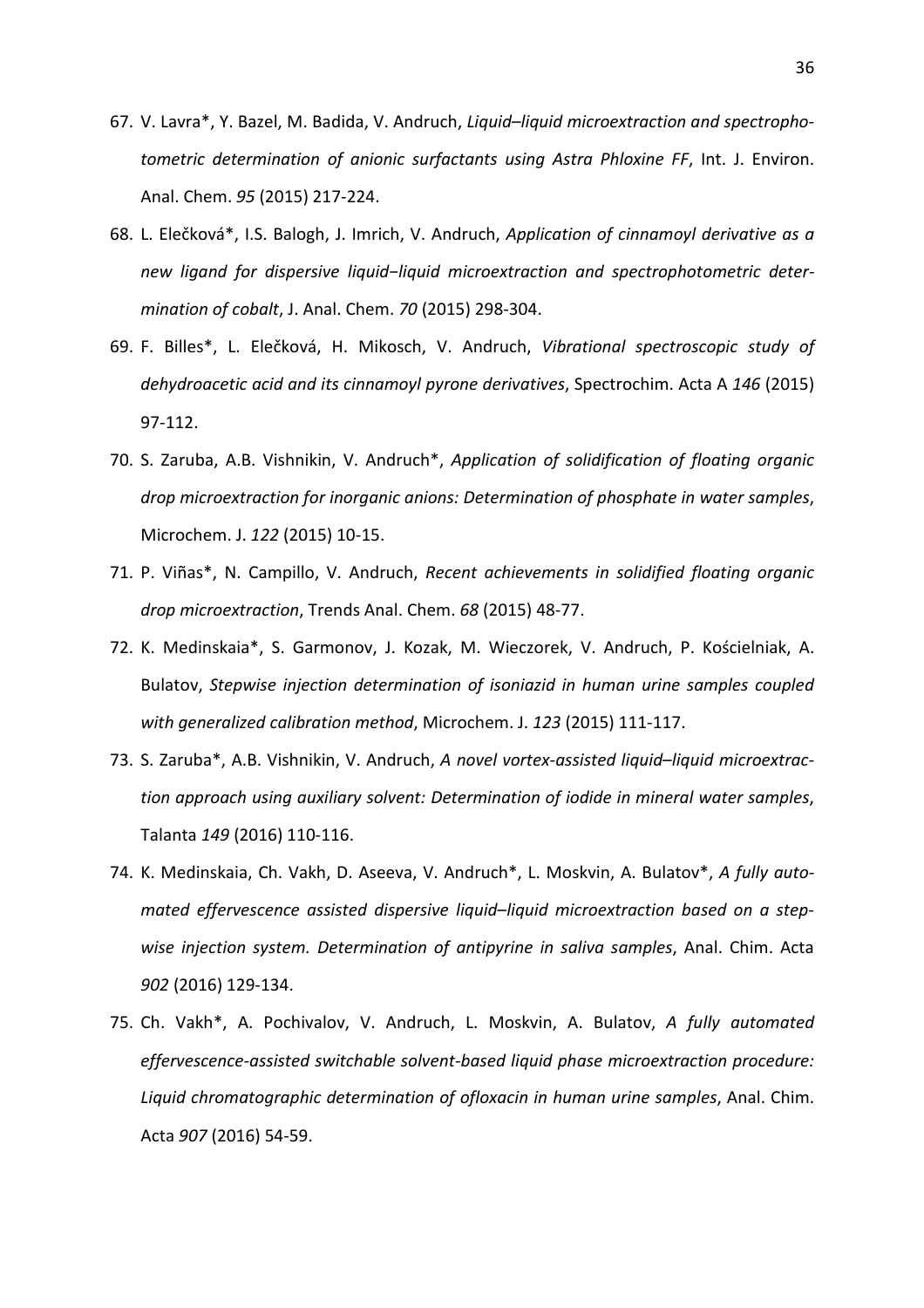67. V. Lavra*, Y. Bazel, M. Badida, V. Andruch, *Liquid–liquid microextraction and spectrophotometric determination of anionic surfactants using Astra Phloxine FF*, Int. J. Environ. Anal. Chem. *95* (2015) 217-224.
68. L. Elečková*, I.S. Balogh, J. Imrich, V. Andruch, *Application of cinnamoyl derivative as a new ligand for dispersive liquid−liquid microextraction and spectrophotometric determination of cobalt*, J. Anal. Chem. *70* (2015) 298-304.
69. F. Billes*, L. Elečková, H. Mikosch, V. Andruch, *Vibrational spectroscopic study of dehydroacetic acid and its cinnamoyl pyrone derivatives*, Spectrochim. Acta A *146* (2015) 97-112.
70. S. Zaruba, A.B. Vishnikin, V. Andruch*, *Application of solidification of floating organic drop microextraction for inorganic anions: Determination of phosphate in water samples*, Microchem. J. *122* (2015) 10-15.
71. P. Viñas*, N. Campillo, V. Andruch, *Recent achievements in solidified floating organic drop microextraction*, Trends Anal. Chem. *68* (2015) 48-77.
72. K. Medinskaia*, S. Garmonov, J. Kozak, M. Wieczorek, V. Andruch, P. Kościelniak, A. Bulatov, *Stepwise injection determination of isoniazid in human urine samples coupled with generalized calibration method*, Microchem. J. *123* (2015) 111-117.
73. S. Zaruba*, A.B. Vishnikin, V. Andruch, *A novel vortex-assisted liquid–liquid microextraction approach using auxiliary solvent: Determination of iodide in mineral water samples*, Talanta *149* (2016) 110-116.
74. K. Medinskaia, Ch. Vakh, D. Aseeva, V. Andruch*, L. Moskvin, A. Bulatov*, *A fully automated effervescence assisted dispersive liquid–liquid microextraction based on a stepwise injection system. Determination of antipyrine in saliva samples*, Anal. Chim. Acta *902* (2016) 129-134.
75. Ch. Vakh*, A. Pochivalov, V. Andruch, L. Moskvin, A. Bulatov, *A fully automated effervescence-assisted switchable solvent-based liquid phase microextraction procedure: Liquid chromatographic determination of ofloxacin in human urine samples*, Anal. Chim. Acta *907* (2016) 54-59.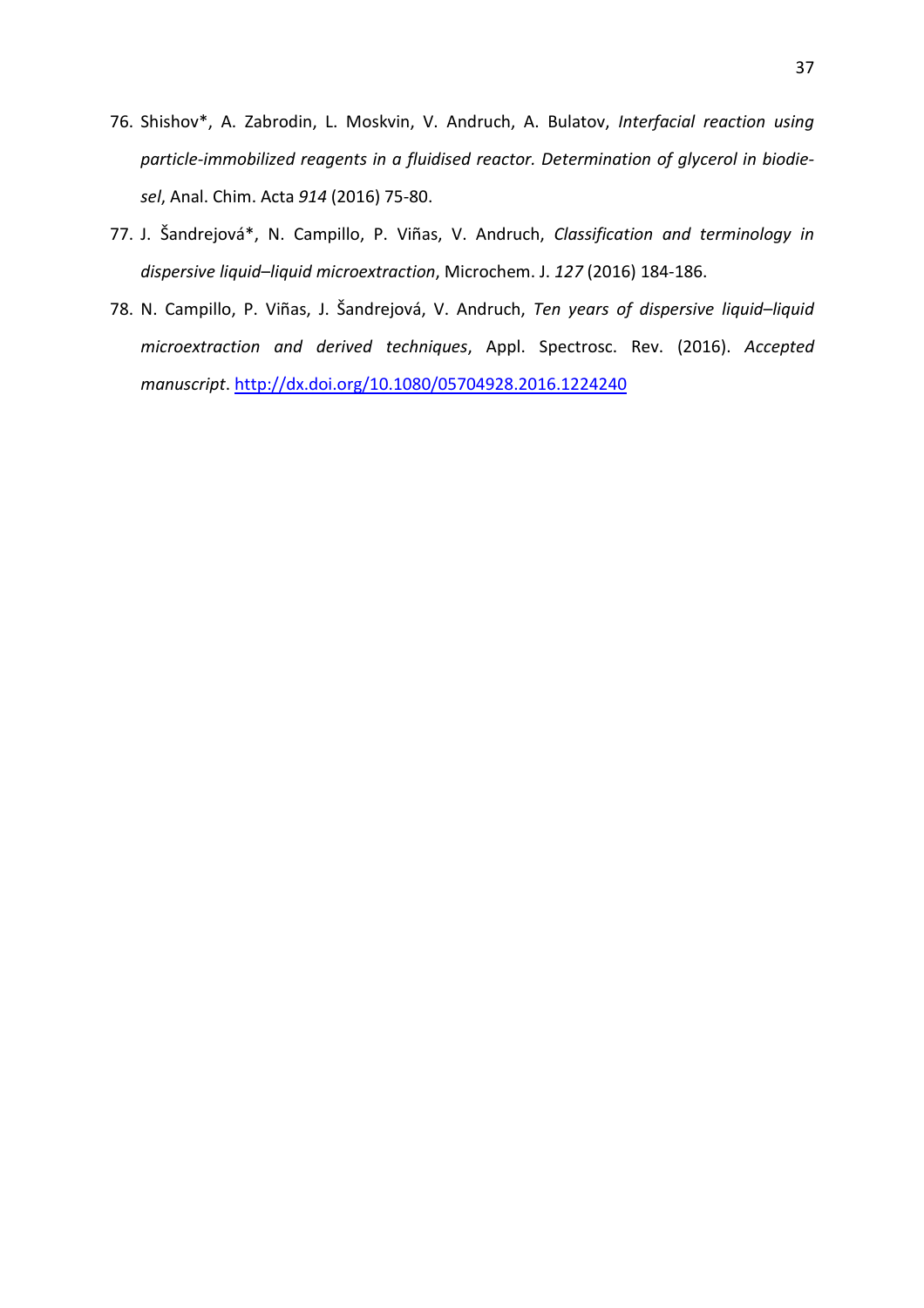76. Shishov*, A. Zabrodin, L. Moskvin, V. Andruch, A. Bulatov, *Interfacial reaction using particle-immobilized reagents in a fluidised reactor. Determination of glycerol in biodiesel*, Anal. Chim. Acta *914* (2016) 75-80.
77. J. Šandrejová*, N. Campillo, P. Viñas, V. Andruch, *Classification and terminology in dispersive liquid–liquid microextraction*, Microchem. J. *127* (2016) 184-186.
78. N. Campillo, P. Viñas, J. Šandrejová, V. Andruch, *Ten years of dispersive liquid–liquid microextraction and derived techniques*, Appl. Spectrosc. Rev. (2016). *Accepted manuscript*. http://dx.doi.org/10.1080/05704928.2016.1224240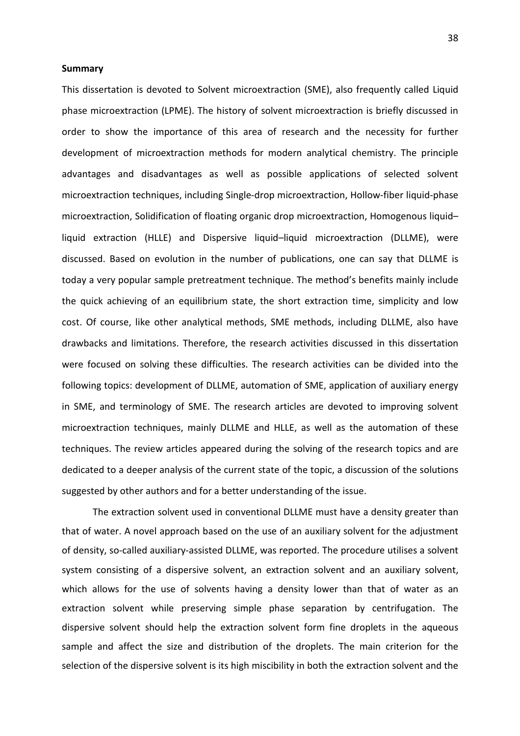**Summary**

This dissertation is devoted to Solvent microextraction (SME), also frequently called Liquid phase microextraction (LPME). The history of solvent microextraction is briefly discussed in order to show the importance of this area of research and the necessity for further development of microextraction methods for modern analytical chemistry. The principle advantages and disadvantages as well as possible applications of selected solvent microextraction techniques, including Single-drop microextraction, Hollow-fiber liquid-phase microextraction, Solidification of floating organic drop microextraction, Homogenous liquid–liquid extraction (HLLE) and Dispersive liquid–liquid microextraction (DLLME), were discussed. Based on evolution in the number of publications, one can say that DLLME is today a very popular sample pretreatment technique. The method's benefits mainly include the quick achieving of an equilibrium state, the short extraction time, simplicity and low cost. Of course, like other analytical methods, SME methods, including DLLME, also have drawbacks and limitations. Therefore, the research activities discussed in this dissertation were focused on solving these difficulties. The research activities can be divided into the following topics: development of DLLME, automation of SME, application of auxiliary energy in SME, and terminology of SME. The research articles are devoted to improving solvent microextraction techniques, mainly DLLME and HLLE, as well as the automation of these techniques. The review articles appeared during the solving of the research topics and are dedicated to a deeper analysis of the current state of the topic, a discussion of the solutions suggested by other authors and for a better understanding of the issue.

The extraction solvent used in conventional DLLME must have a density greater than that of water. A novel approach based on the use of an auxiliary solvent for the adjustment of density, so-called auxiliary-assisted DLLME, was reported. The procedure utilises a solvent system consisting of a dispersive solvent, an extraction solvent and an auxiliary solvent, which allows for the use of solvents having a density lower than that of water as an extraction solvent while preserving simple phase separation by centrifugation. The dispersive solvent should help the extraction solvent form fine droplets in the aqueous sample and affect the size and distribution of the droplets. The main criterion for the selection of the dispersive solvent is its high miscibility in both the extraction solvent and the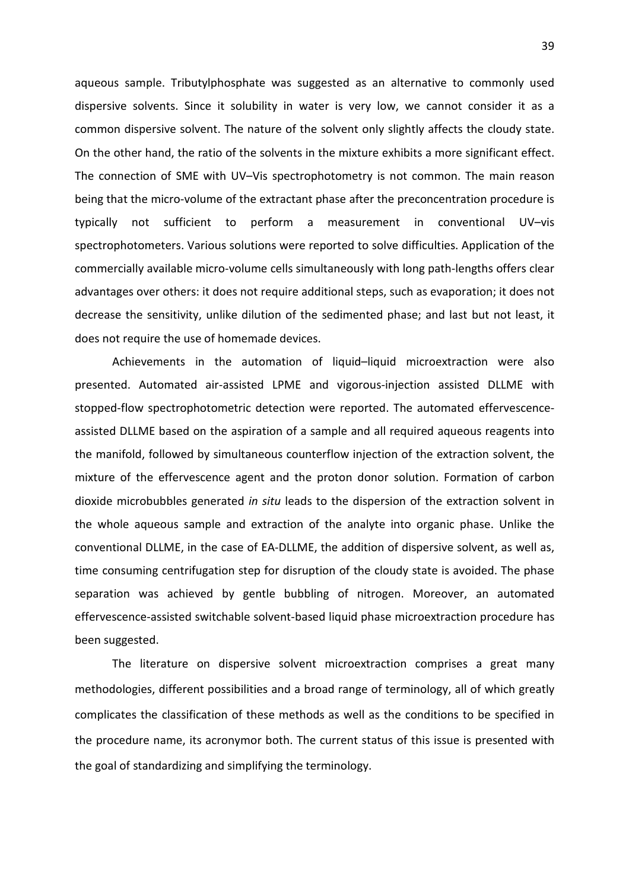aqueous sample. Tributylphosphate was suggested as an alternative to commonly used dispersive solvents. Since it solubility in water is very low, we cannot consider it as a common dispersive solvent. The nature of the solvent only slightly affects the cloudy state. On the other hand, the ratio of the solvents in the mixture exhibits a more significant effect. The connection of SME with UV–Vis spectrophotometry is not common. The main reason being that the micro-volume of the extractant phase after the preconcentration procedure is typically not sufficient to perform a measurement in conventional UV–vis spectrophotometers. Various solutions were reported to solve difficulties. Application of the commercially available micro-volume cells simultaneously with long path-lengths offers clear advantages over others: it does not require additional steps, such as evaporation; it does not decrease the sensitivity, unlike dilution of the sedimented phase; and last but not least, it does not require the use of homemade devices.

Achievements in the automation of liquid–liquid microextraction were also presented. Automated air-assisted LPME and vigorous-injection assisted DLLME with stopped-flow spectrophotometric detection were reported. The automated effervescence-assisted DLLME based on the aspiration of a sample and all required aqueous reagents into the manifold, followed by simultaneous counterflow injection of the extraction solvent, the mixture of the effervescence agent and the proton donor solution. Formation of carbon dioxide microbubbles generated *in situ* leads to the dispersion of the extraction solvent in the whole aqueous sample and extraction of the analyte into organic phase. Unlike the conventional DLLME, in the case of EA-DLLME, the addition of dispersive solvent, as well as, time consuming centrifugation step for disruption of the cloudy state is avoided. The phase separation was achieved by gentle bubbling of nitrogen. Moreover, an automated effervescence-assisted switchable solvent-based liquid phase microextraction procedure has been suggested.

The literature on dispersive solvent microextraction comprises a great many methodologies, different possibilities and a broad range of terminology, all of which greatly complicates the classification of these methods as well as the conditions to be specified in the procedure name, its acronymor both. The current status of this issue is presented with the goal of standardizing and simplifying the terminology.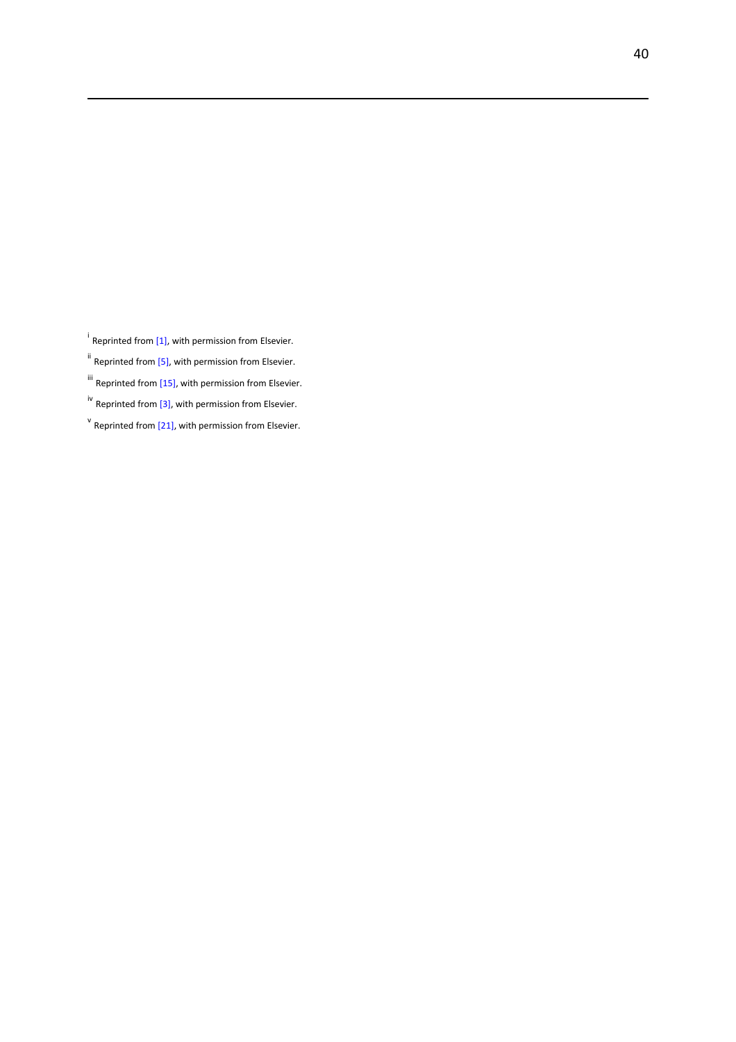[i] Reprinted from [1], with permission from Elsevier.

[ii] Reprinted from [5], with permission from Elsevier.

[iii] Reprinted from [15], with permission from Elsevier.

[iv] Reprinted from [3], with permission from Elsevier.

[v] Reprinted from [21], with permission from Elsevier.